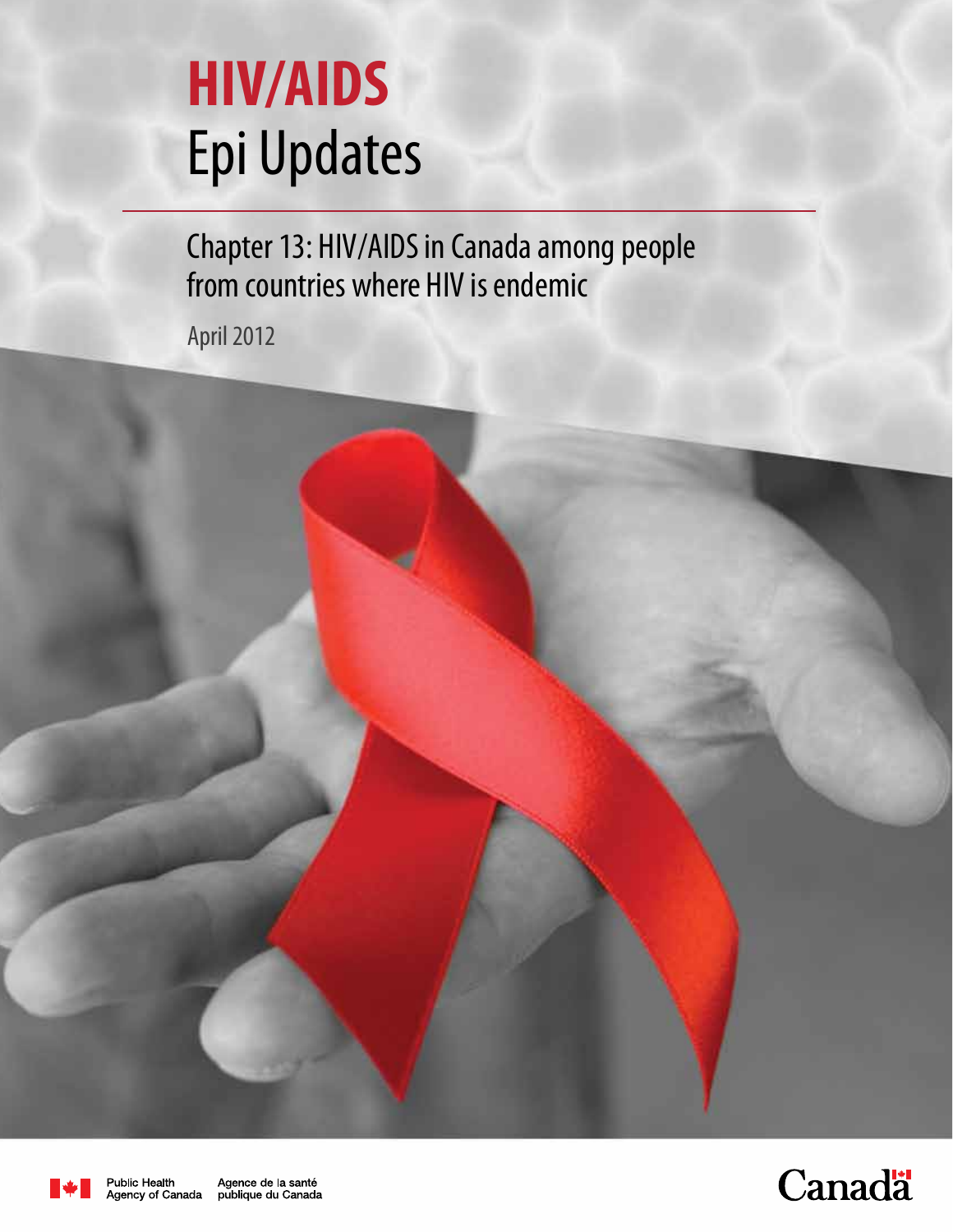# HIV/AIDS Epi Updates

## Chapter 13: HIV/AIDS in Canada among people from countries where HIV is endemic

April 2012

Public Health Agency of Canada / Agence de la santé publique du Canada

Canada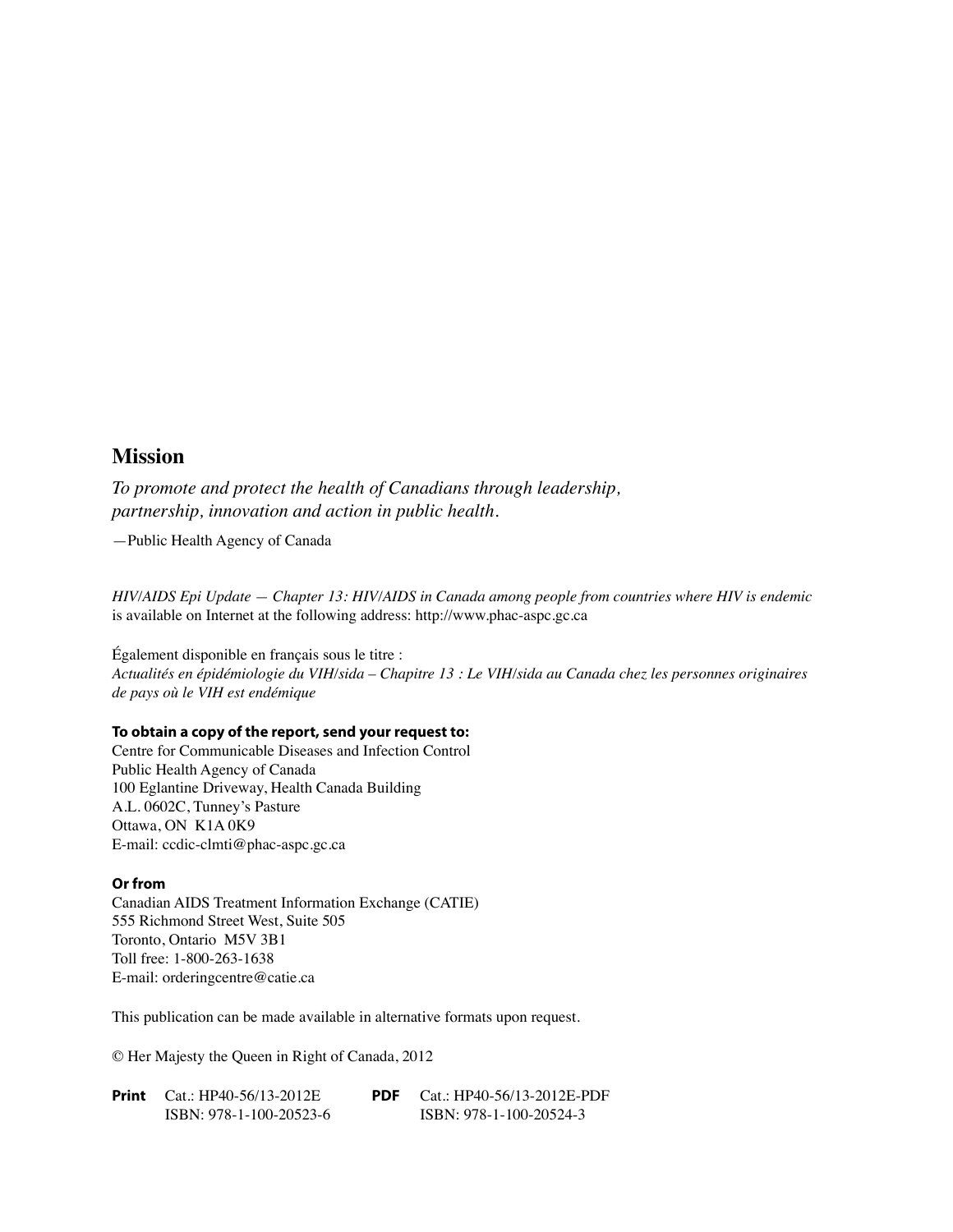## Mission

*To promote and protect the health of Canadians through leadership, partnership, innovation and action in public health.*

—Public Health Agency of Canada

*HIV/AIDS Epi Update — Chapter 13: HIV/AIDS in Canada among people from countries where HIV is endemic* is available on Internet at the following address: http://www.phac-aspc.gc.ca

Également disponible en français sous le titre :
*Actualités en épidémiologie du VIH/sida – Chapitre 13 : Le VIH/sida au Canada chez les personnes originaires de pays où le VIH est endémique*

**To obtain a copy of the report, send your request to:**
Centre for Communicable Diseases and Infection Control
Public Health Agency of Canada
100 Eglantine Driveway, Health Canada Building
A.L. 0602C, Tunney's Pasture
Ottawa, ON K1A 0K9
E-mail: ccdic-clmti@phac-aspc.gc.ca

**Or from**
Canadian AIDS Treatment Information Exchange (CATIE)
555 Richmond Street West, Suite 505
Toronto, Ontario M5V 3B1
Toll free: 1-800-263-1638
E-mail: orderingcentre@catie.ca

This publication can be made available in alternative formats upon request.

© Her Majesty the Queen in Right of Canada, 2012

**Print** Cat.: HP40-56/13-2012E
ISBN: 978-1-100-20523-6

**PDF** Cat.: HP40-56/13-2012E-PDF
ISBN: 978-1-100-20524-3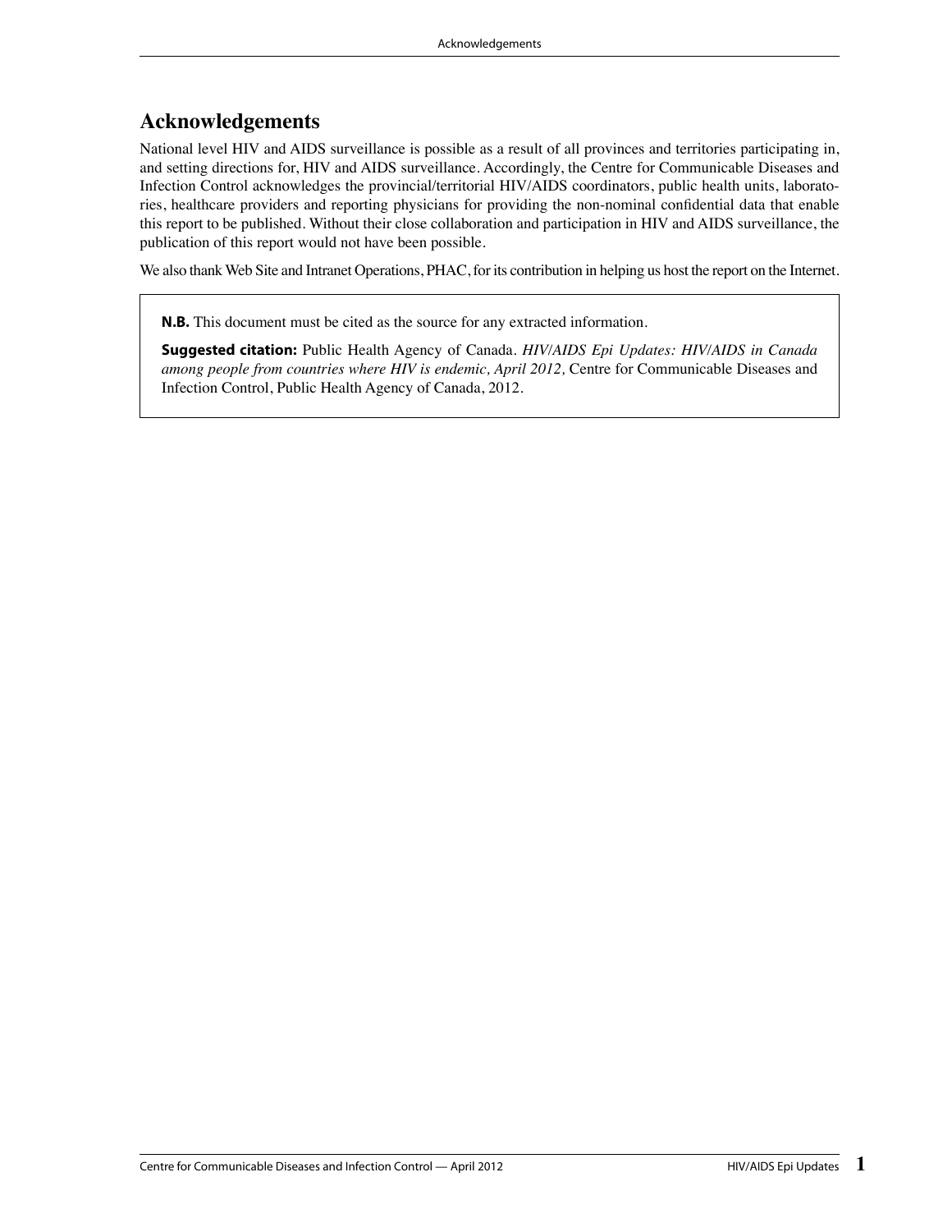# Acknowledgements

National level HIV and AIDS surveillance is possible as a result of all provinces and territories participating in, and setting directions for, HIV and AIDS surveillance. Accordingly, the Centre for Communicable Diseases and Infection Control acknowledges the provincial/territorial HIV/AIDS coordinators, public health units, laboratories, healthcare providers and reporting physicians for providing the non-nominal confidential data that enable this report to be published. Without their close collaboration and participation in HIV and AIDS surveillance, the publication of this report would not have been possible.

We also thank Web Site and Intranet Operations, PHAC, for its contribution in helping us host the report on the Internet.

**N.B.** This document must be cited as the source for any extracted information.

**Suggested citation:** Public Health Agency of Canada. *HIV/AIDS Epi Updates: HIV/AIDS in Canada among people from countries where HIV is endemic, April 2012,* Centre for Communicable Diseases and Infection Control, Public Health Agency of Canada, 2012.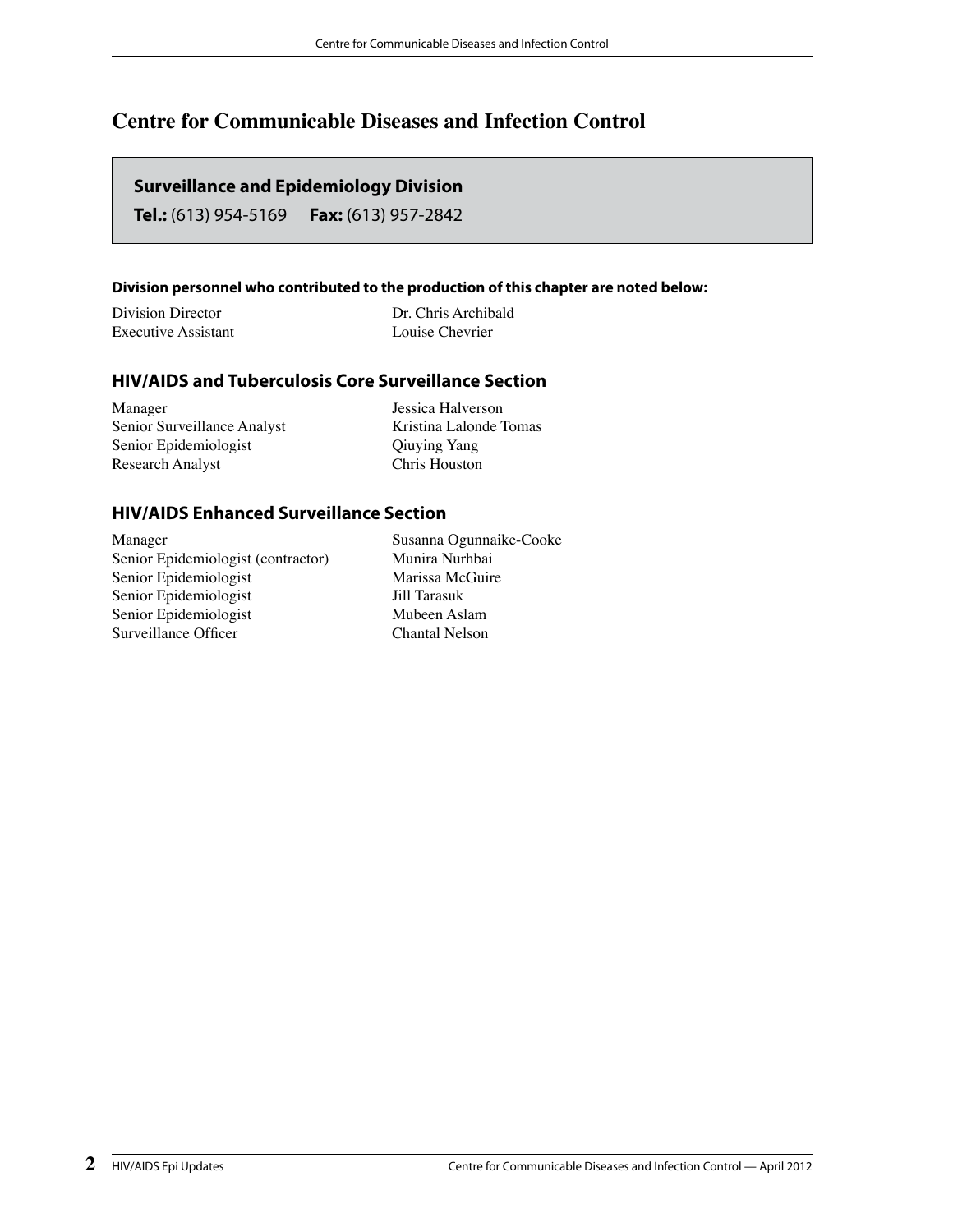# Centre for Communicable Diseases and Infection Control

**Surveillance and Epidemiology Division**

**Tel.:** (613) 954-5169 **Fax:** (613) 957-2842

**Division personnel who contributed to the production of this chapter are noted below:**

| | |
|---|---|
| Division Director | Dr. Chris Archibald |
| Executive Assistant | Louise Chevrier |

## HIV/AIDS and Tuberculosis Core Surveillance Section

| | |
|---|---|
| Manager | Jessica Halverson |
| Senior Surveillance Analyst | Kristina Lalonde Tomas |
| Senior Epidemiologist | Qiuying Yang |
| Research Analyst | Chris Houston |

## HIV/AIDS Enhanced Surveillance Section

| | |
|---|---|
| Manager | Susanna Ogunnaike-Cooke |
| Senior Epidemiologist (contractor) | Munira Nurhbai |
| Senior Epidemiologist | Marissa McGuire |
| Senior Epidemiologist | Jill Tarasuk |
| Senior Epidemiologist | Mubeen Aslam |
| Surveillance Officer | Chantal Nelson |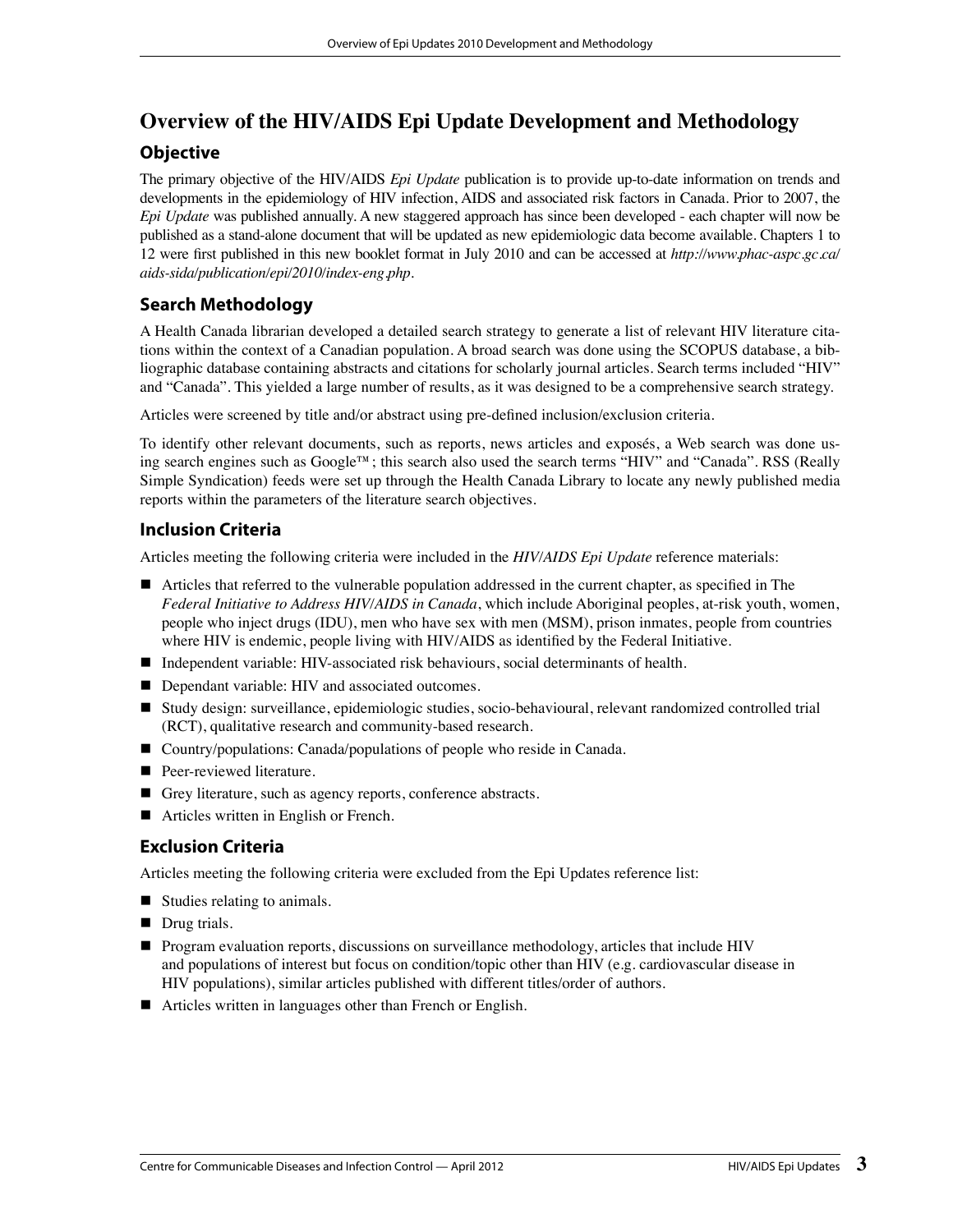# Overview of the HIV/AIDS Epi Update Development and Methodology

## Objective

The primary objective of the HIV/AIDS *Epi Update* publication is to provide up-to-date information on trends and developments in the epidemiology of HIV infection, AIDS and associated risk factors in Canada. Prior to 2007, the *Epi Update* was published annually. A new staggered approach has since been developed - each chapter will now be published as a stand-alone document that will be updated as new epidemiologic data become available. Chapters 1 to 12 were first published in this new booklet format in July 2010 and can be accessed at *http://www.phac-aspc.gc.ca/aids-sida/publication/epi/2010/index-eng.php*.

## Search Methodology

A Health Canada librarian developed a detailed search strategy to generate a list of relevant HIV literature citations within the context of a Canadian population. A broad search was done using the SCOPUS database, a bibliographic database containing abstracts and citations for scholarly journal articles. Search terms included "HIV" and "Canada". This yielded a large number of results, as it was designed to be a comprehensive search strategy.

Articles were screened by title and/or abstract using pre-defined inclusion/exclusion criteria.

To identify other relevant documents, such as reports, news articles and exposés, a Web search was done using search engines such as Google™; this search also used the search terms "HIV" and "Canada". RSS (Really Simple Syndication) feeds were set up through the Health Canada Library to locate any newly published media reports within the parameters of the literature search objectives.

## Inclusion Criteria

Articles meeting the following criteria were included in the *HIV/AIDS Epi Update* reference materials:

- Articles that referred to the vulnerable population addressed in the current chapter, as specified in The *Federal Initiative to Address HIV/AIDS in Canada*, which include Aboriginal peoples, at-risk youth, women, people who inject drugs (IDU), men who have sex with men (MSM), prison inmates, people from countries where HIV is endemic, people living with HIV/AIDS as identified by the Federal Initiative.
- Independent variable: HIV-associated risk behaviours, social determinants of health.
- Dependant variable: HIV and associated outcomes.
- Study design: surveillance, epidemiologic studies, socio-behavioural, relevant randomized controlled trial (RCT), qualitative research and community-based research.
- Country/populations: Canada/populations of people who reside in Canada.
- Peer-reviewed literature.
- Grey literature, such as agency reports, conference abstracts.
- Articles written in English or French.

## Exclusion Criteria

Articles meeting the following criteria were excluded from the Epi Updates reference list:

- Studies relating to animals.
- Drug trials.
- Program evaluation reports, discussions on surveillance methodology, articles that include HIV and populations of interest but focus on condition/topic other than HIV (e.g. cardiovascular disease in HIV populations), similar articles published with different titles/order of authors.
- Articles written in languages other than French or English.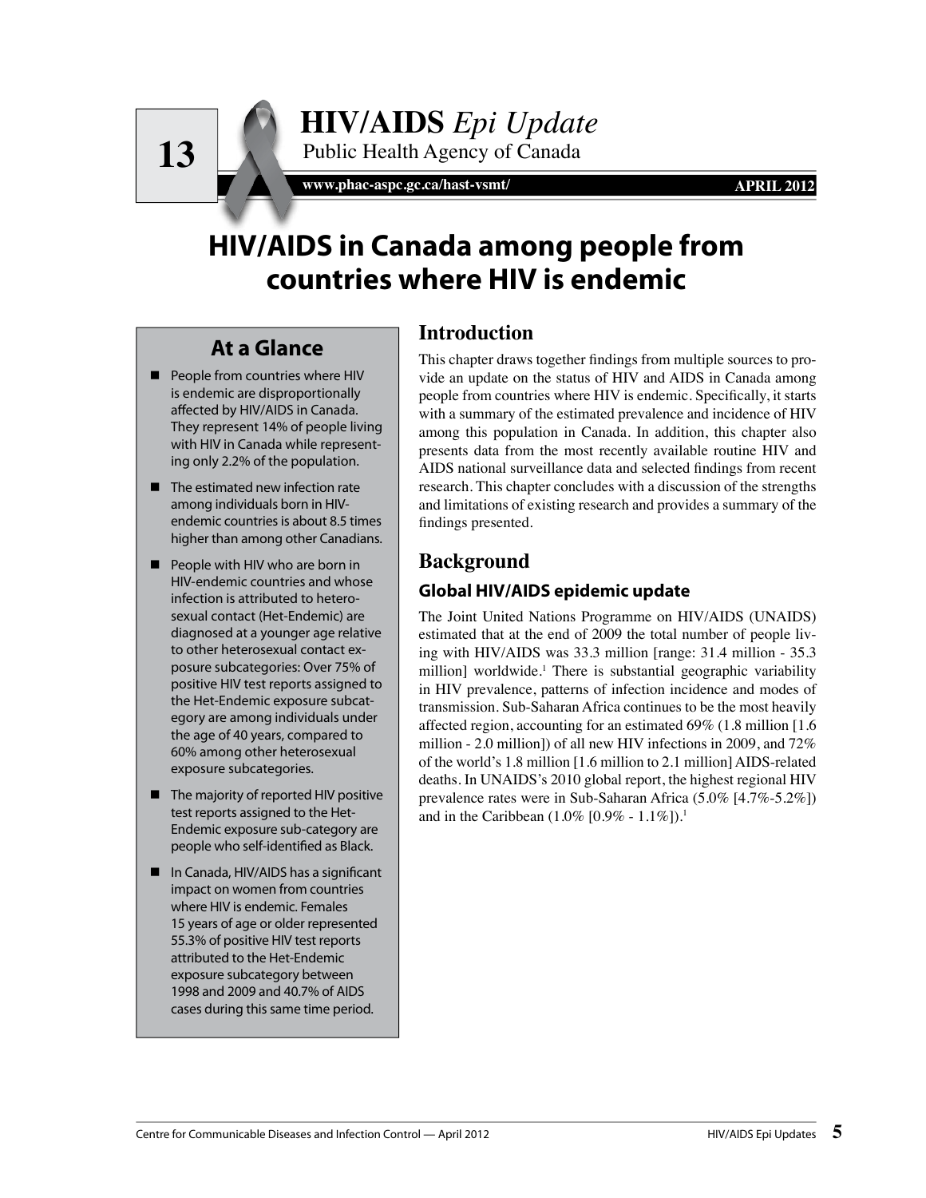13

# HIV/AIDS *Epi Update*

Public Health Agency of Canada

www.phac-aspc.gc.ca/hast-vsmt/

APRIL 2012

## HIV/AIDS in Canada among people from countries where HIV is endemic

### At a Glance

- People from countries where HIV is endemic are disproportionally affected by HIV/AIDS in Canada. They represent 14% of people living with HIV in Canada while representing only 2.2% of the population.
- The estimated new infection rate among individuals born in HIV-endemic countries is about 8.5 times higher than among other Canadians.
- People with HIV who are born in HIV-endemic countries and whose infection is attributed to heterosexual contact (Het-Endemic) are diagnosed at a younger age relative to other heterosexual contact exposure subcategories: Over 75% of positive HIV test reports assigned to the Het-Endemic exposure subcategory are among individuals under the age of 40 years, compared to 60% among other heterosexual exposure subcategories.
- The majority of reported HIV positive test reports assigned to the Het-Endemic exposure sub-category are people who self-identified as Black.
- In Canada, HIV/AIDS has a significant impact on women from countries where HIV is endemic. Females 15 years of age or older represented 55.3% of positive HIV test reports attributed to the Het-Endemic exposure subcategory between 1998 and 2009 and 40.7% of AIDS cases during this same time period.

### Introduction

This chapter draws together findings from multiple sources to provide an update on the status of HIV and AIDS in Canada among people from countries where HIV is endemic. Specifically, it starts with a summary of the estimated prevalence and incidence of HIV among this population in Canada. In addition, this chapter also presents data from the most recently available routine HIV and AIDS national surveillance data and selected findings from recent research. This chapter concludes with a discussion of the strengths and limitations of existing research and provides a summary of the findings presented.

### Background

#### Global HIV/AIDS epidemic update

The Joint United Nations Programme on HIV/AIDS (UNAIDS) estimated that at the end of 2009 the total number of people living with HIV/AIDS was 33.3 million [range: 31.4 million - 35.3 million] worldwide.[1] There is substantial geographic variability in HIV prevalence, patterns of infection incidence and modes of transmission. Sub-Saharan Africa continues to be the most heavily affected region, accounting for an estimated 69% (1.8 million [1.6 million - 2.0 million]) of all new HIV infections in 2009, and 72% of the world's 1.8 million [1.6 million to 2.1 million] AIDS-related deaths. In UNAIDS's 2010 global report, the highest regional HIV prevalence rates were in Sub-Saharan Africa (5.0% [4.7%-5.2%]) and in the Caribbean (1.0% [0.9% - 1.1%]).[1]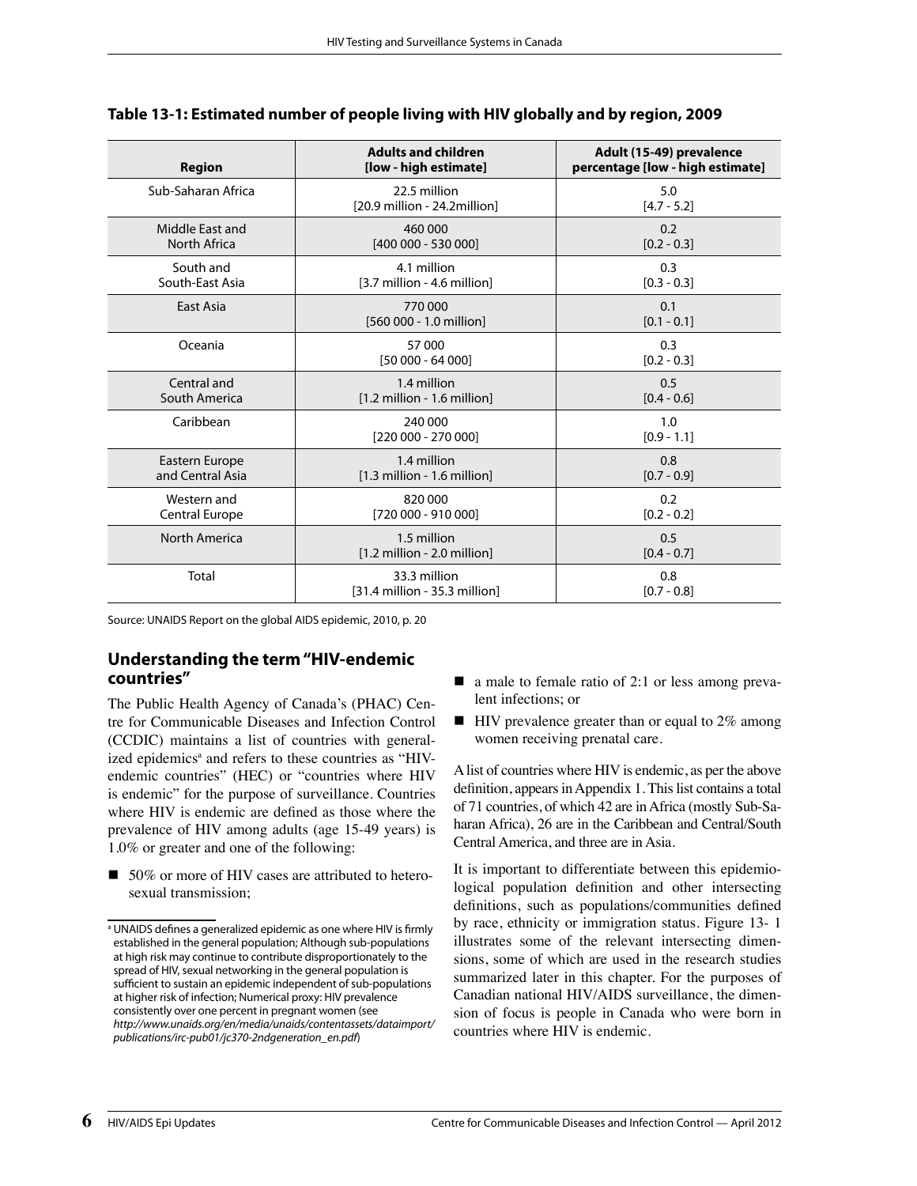**Table 13-1: Estimated number of people living with HIV globally and by region, 2009**

| Region | Adults and children [low - high estimate] | Adult (15-49) prevalence percentage [low - high estimate] |
|---|---|---|
| Sub-Saharan Africa | 22.5 million [20.9 million - 24.2million] | 5.0 [4.7 - 5.2] |
| Middle East and North Africa | 460 000 [400 000 - 530 000] | 0.2 [0.2 - 0.3] |
| South and South-East Asia | 4.1 million [3.7 million - 4.6 million] | 0.3 [0.3 - 0.3] |
| East Asia | 770 000 [560 000 - 1.0 million] | 0.1 [0.1 - 0.1] |
| Oceania | 57 000 [50 000 - 64 000] | 0.3 [0.2 - 0.3] |
| Central and South America | 1.4 million [1.2 million - 1.6 million] | 0.5 [0.4 - 0.6] |
| Caribbean | 240 000 [220 000 - 270 000] | 1.0 [0.9 - 1.1] |
| Eastern Europe and Central Asia | 1.4 million [1.3 million - 1.6 million] | 0.8 [0.7 - 0.9] |
| Western and Central Europe | 820 000 [720 000 - 910 000] | 0.2 [0.2 - 0.2] |
| North America | 1.5 million [1.2 million - 2.0 million] | 0.5 [0.4 - 0.7] |
| Total | 33.3 million [31.4 million - 35.3 million] | 0.8 [0.7 - 0.8] |

Source: UNAIDS Report on the global AIDS epidemic, 2010, p. 20

## Understanding the term "HIV-endemic countries"

The Public Health Agency of Canada's (PHAC) Centre for Communicable Diseases and Infection Control (CCDIC) maintains a list of countries with generalized epidemics[a] and refers to these countries as "HIV-endemic countries" (HEC) or "countries where HIV is endemic" for the purpose of surveillance. Countries where HIV is endemic are defined as those where the prevalence of HIV among adults (age 15-49 years) is 1.0% or greater and one of the following:

- 50% or more of HIV cases are attributed to heterosexual transmission;
- a male to female ratio of 2:1 or less among prevalent infections; or
- HIV prevalence greater than or equal to 2% among women receiving prenatal care.

A list of countries where HIV is endemic, as per the above definition, appears in Appendix 1. This list contains a total of 71 countries, of which 42 are in Africa (mostly Sub-Saharan Africa), 26 are in the Caribbean and Central/South Central America, and three are in Asia.

It is important to differentiate between this epidemiological population definition and other intersecting definitions, such as populations/communities defined by race, ethnicity or immigration status. Figure 13- 1 illustrates some of the relevant intersecting dimensions, some of which are used in the research studies summarized later in this chapter. For the purposes of Canadian national HIV/AIDS surveillance, the dimension of focus is people in Canada who were born in countries where HIV is endemic.

[a] UNAIDS defines a generalized epidemic as one where HIV is firmly established in the general population; Although sub-populations at high risk may continue to contribute disproportionately to the spread of HIV, sexual networking in the general population is sufficient to sustain an epidemic independent of sub-populations at higher risk of infection; Numerical proxy: HIV prevalence consistently over one percent in pregnant women (see *http://www.unaids.org/en/media/unaids/contentassets/dataimport/publications/irc-pub01/jc370-2ndgeneration_en.pdf*)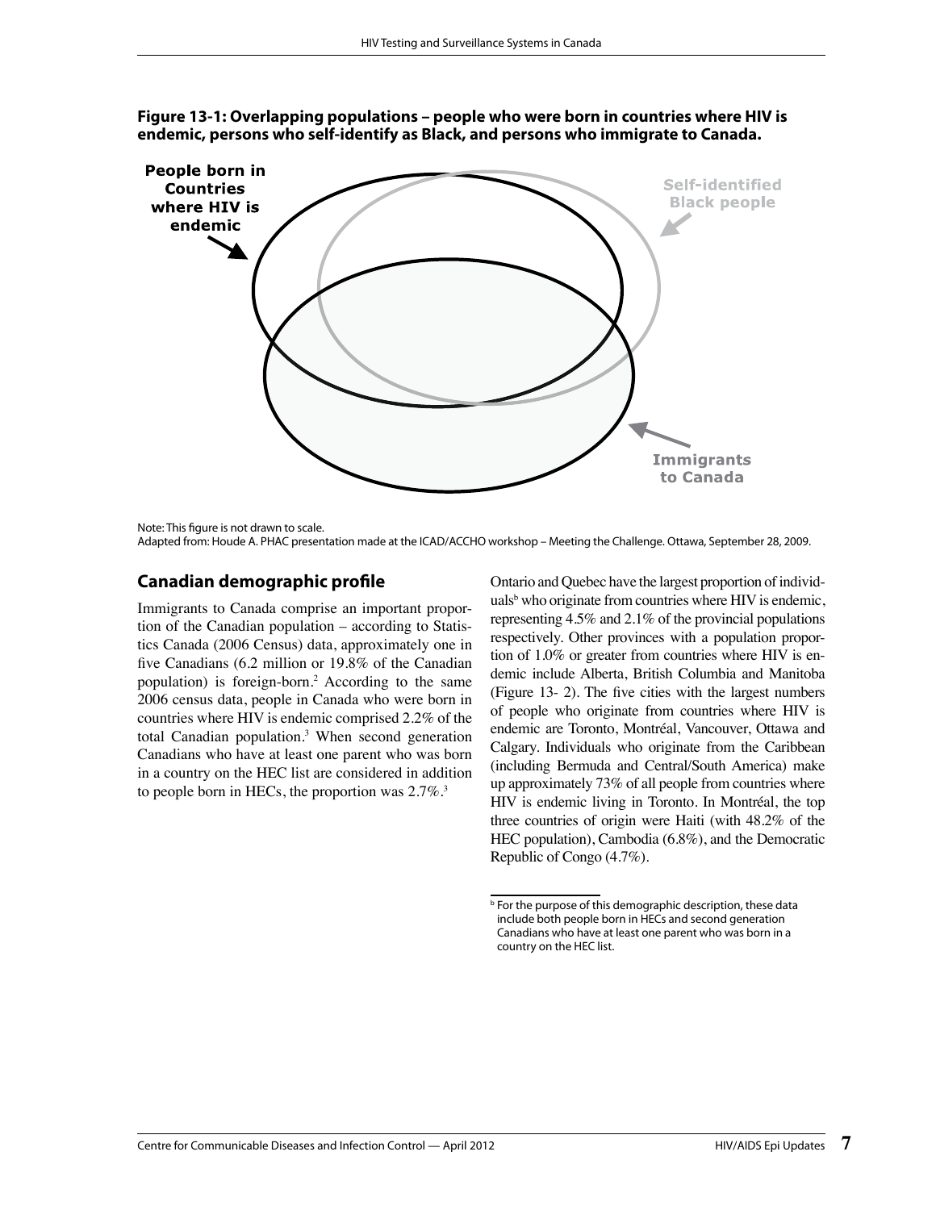**Figure 13-1: Overlapping populations – people who were born in countries where HIV is endemic, persons who self-identify as Black, and persons who immigrate to Canada.**

People born in Countries where HIV is endemic

Self-identified Black people

Immigrants to Canada

Note: This figure is not drawn to scale.
Adapted from: Houde A. PHAC presentation made at the ICAD/ACCHO workshop – Meeting the Challenge. Ottawa, September 28, 2009.

## Canadian demographic profile

Immigrants to Canada comprise an important proportion of the Canadian population – according to Statistics Canada (2006 Census) data, approximately one in five Canadians (6.2 million or 19.8% of the Canadian population) is foreign-born.[2] According to the same 2006 census data, people in Canada who were born in countries where HIV is endemic comprised 2.2% of the total Canadian population.[3] When second generation Canadians who have at least one parent who was born in a country on the HEC list are considered in addition to people born in HECs, the proportion was 2.7%.[3]

Ontario and Quebec have the largest proportion of individuals[b] who originate from countries where HIV is endemic, representing 4.5% and 2.1% of the provincial populations respectively. Other provinces with a population proportion of 1.0% or greater from countries where HIV is endemic include Alberta, British Columbia and Manitoba (Figure 13- 2). The five cities with the largest numbers of people who originate from countries where HIV is endemic are Toronto, Montréal, Vancouver, Ottawa and Calgary. Individuals who originate from the Caribbean (including Bermuda and Central/South America) make up approximately 73% of all people from countries where HIV is endemic living in Toronto. In Montréal, the top three countries of origin were Haiti (with 48.2% of the HEC population), Cambodia (6.8%), and the Democratic Republic of Congo (4.7%).

[b] For the purpose of this demographic description, these data include both people born in HECs and second generation Canadians who have at least one parent who was born in a country on the HEC list.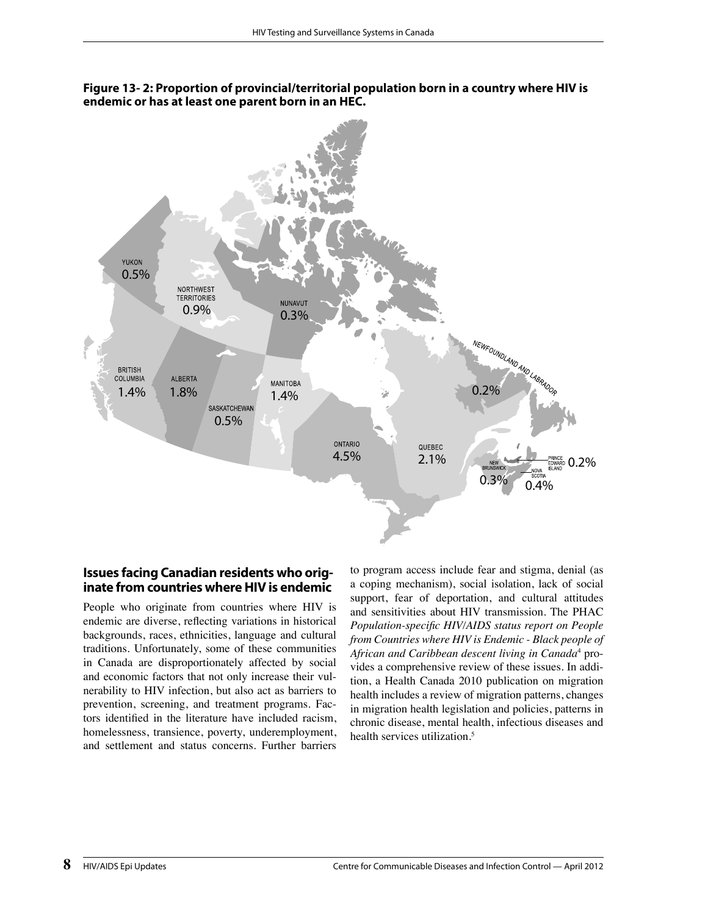**Figure 13- 2: Proportion of provincial/territorial population born in a country where HIV is endemic or has at least one parent born in an HEC.**

YUKON 0.5%

NORTHWEST TERRITORIES 0.9%

NUNAVUT 0.3%

BRITISH COLUMBIA 1.4%

ALBERTA 1.8%

SASKATCHEWAN 0.5%

MANITOBA 1.4%

ONTARIO 4.5%

QUEBEC 2.1%

NEWFOUNDLAND AND LABRADOR 0.2%

NEW BRUNSWICK 0.3%

NOVA SCOTIA 0.4%

PRINCE EDWARD ISLAND 0.2%

## Issues facing Canadian residents who originate from countries where HIV is endemic

People who originate from countries where HIV is endemic are diverse, reflecting variations in historical backgrounds, races, ethnicities, language and cultural traditions. Unfortunately, some of these communities in Canada are disproportionately affected by social and economic factors that not only increase their vulnerability to HIV infection, but also act as barriers to prevention, screening, and treatment programs. Factors identified in the literature have included racism, homelessness, transience, poverty, underemployment, and settlement and status concerns. Further barriers to program access include fear and stigma, denial (as a coping mechanism), social isolation, lack of social support, fear of deportation, and cultural attitudes and sensitivities about HIV transmission. The PHAC *Population-specific HIV/AIDS status report on People from Countries where HIV is Endemic - Black people of African and Caribbean descent living in Canada*[4] provides a comprehensive review of these issues. In addition, a Health Canada 2010 publication on migration health includes a review of migration patterns, changes in migration health legislation and policies, patterns in chronic disease, mental health, infectious diseases and health services utilization.[5]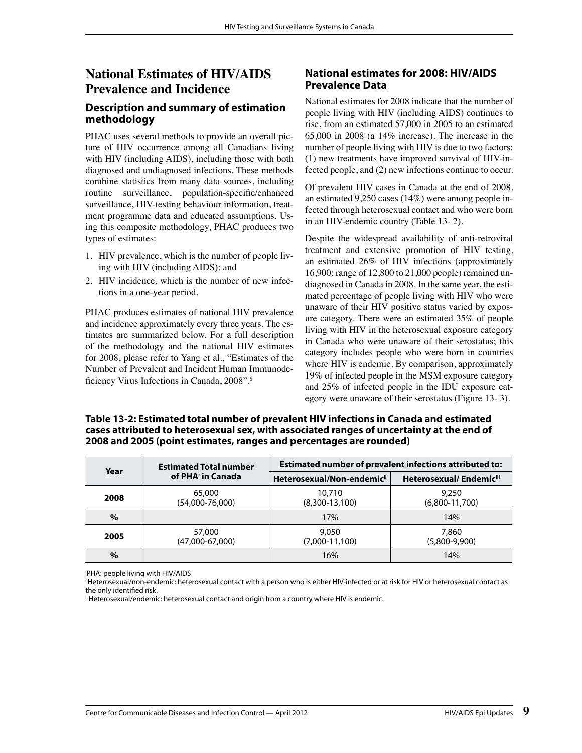# National Estimates of HIV/AIDS Prevalence and Incidence

## Description and summary of estimation methodology

PHAC uses several methods to provide an overall picture of HIV occurrence among all Canadians living with HIV (including AIDS), including those with both diagnosed and undiagnosed infections. These methods combine statistics from many data sources, including routine surveillance, population-specific/enhanced surveillance, HIV-testing behaviour information, treatment programme data and educated assumptions. Using this composite methodology, PHAC produces two types of estimates:

1. HIV prevalence, which is the number of people living with HIV (including AIDS); and
2. HIV incidence, which is the number of new infections in a one-year period.

PHAC produces estimates of national HIV prevalence and incidence approximately every three years. The estimates are summarized below. For a full description of the methodology and the national HIV estimates for 2008, please refer to Yang et al., "Estimates of the Number of Prevalent and Incident Human Immunodeficiency Virus Infections in Canada, 2008".[6]

## National estimates for 2008: HIV/AIDS Prevalence Data

National estimates for 2008 indicate that the number of people living with HIV (including AIDS) continues to rise, from an estimated 57,000 in 2005 to an estimated 65,000 in 2008 (a 14% increase). The increase in the number of people living with HIV is due to two factors: (1) new treatments have improved survival of HIV-infected people, and (2) new infections continue to occur.

Of prevalent HIV cases in Canada at the end of 2008, an estimated 9,250 cases (14%) were among people infected through heterosexual contact and who were born in an HIV-endemic country (Table 13- 2).

Despite the widespread availability of anti-retroviral treatment and extensive promotion of HIV testing, an estimated 26% of HIV infections (approximately 16,900; range of 12,800 to 21,000 people) remained undiagnosed in Canada in 2008. In the same year, the estimated percentage of people living with HIV who were unaware of their HIV positive status varied by exposure category. There were an estimated 35% of people living with HIV in the heterosexual exposure category in Canada who were unaware of their serostatus; this category includes people who were born in countries where HIV is endemic. By comparison, approximately 19% of infected people in the MSM exposure category and 25% of infected people in the IDU exposure category were unaware of their serostatus (Figure 13- 3).

**Table 13-2: Estimated total number of prevalent HIV infections in Canada and estimated cases attributed to heterosexual sex, with associated ranges of uncertainty at the end of 2008 and 2005 (point estimates, ranges and percentages are rounded)**

| Year | Estimated Total number of PHA[i] in Canada | Estimated number of prevalent infections attributed to: | |
|---|---|---|---|
| | | Heterosexual/Non-endemic[ii] | Heterosexual/ Endemic[iii] |
| **2008** | 65,000 (54,000-76,000) | 10,710 (8,300-13,100) | 9,250 (6,800-11,700) |
| **%** | | 17% | 14% |
| **2005** | 57,000 (47,000-67,000) | 9,050 (7,000-11,100) | 7,860 (5,800-9,900) |
| **%** | | 16% | 14% |

[i] PHA: people living with HIV/AIDS
[ii] Heterosexual/non-endemic: heterosexual contact with a person who is either HIV-infected or at risk for HIV or heterosexual contact as the only identified risk.
[iii] Heterosexual/endemic: heterosexual contact and origin from a country where HIV is endemic.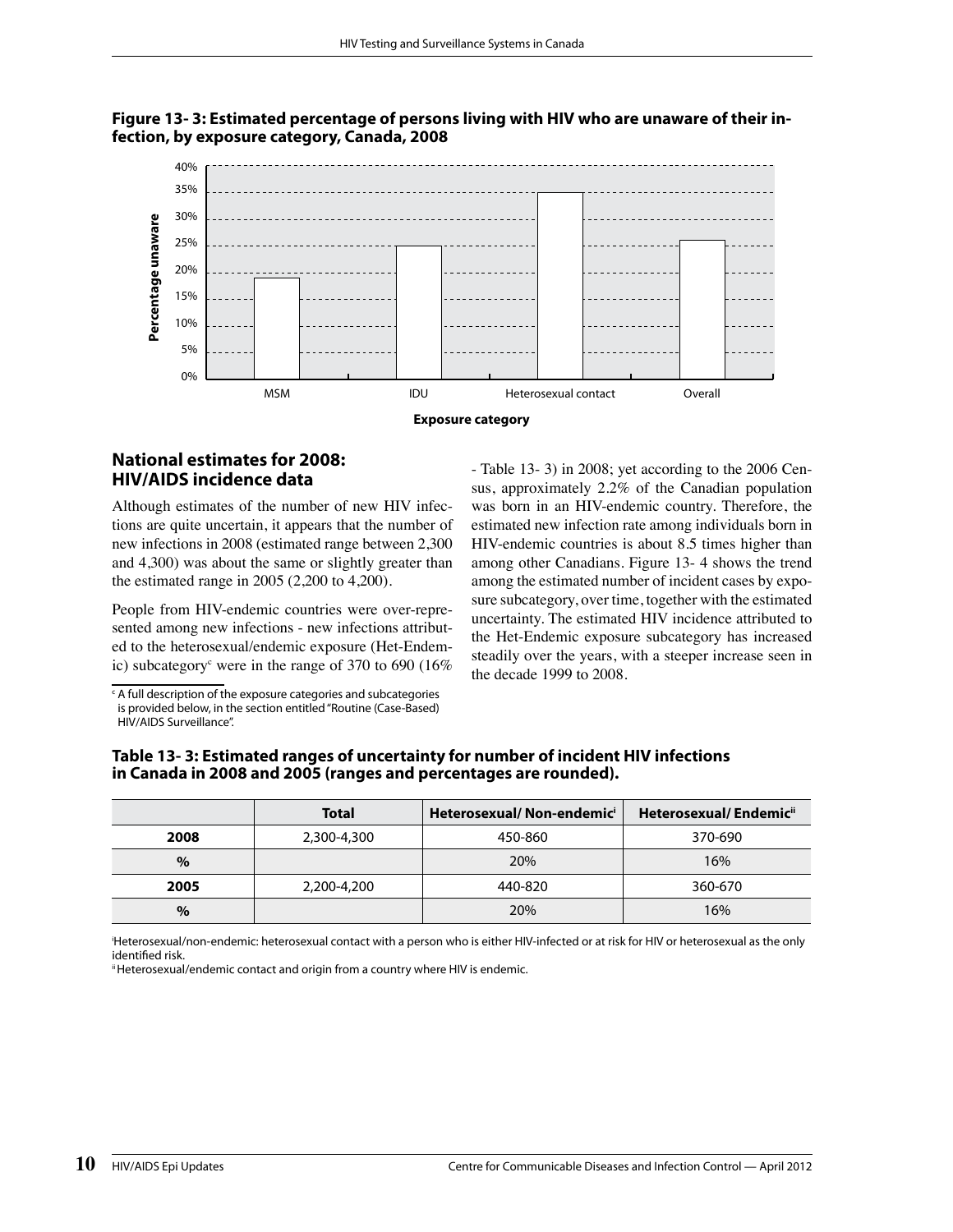**Figure 13- 3: Estimated percentage of persons living with HIV who are unaware of their infection, by exposure category, Canada, 2008**

## National estimates for 2008: HIV/AIDS incidence data

Although estimates of the number of new HIV infections are quite uncertain, it appears that the number of new infections in 2008 (estimated range between 2,300 and 4,300) was about the same or slightly greater than the estimated range in 2005 (2,200 to 4,200).

People from HIV-endemic countries were over-represented among new infections - new infections attributed to the heterosexual/endemic exposure (Het-Endemic) subcategory[c] were in the range of 370 to 690 (16% - Table 13- 3) in 2008; yet according to the 2006 Census, approximately 2.2% of the Canadian population was born in an HIV-endemic country. Therefore, the estimated new infection rate among individuals born in HIV-endemic countries is about 8.5 times higher than among other Canadians. Figure 13- 4 shows the trend among the estimated number of incident cases by exposure subcategory, over time, together with the estimated uncertainty. The estimated HIV incidence attributed to the Het-Endemic exposure subcategory has increased steadily over the years, with a steeper increase seen in the decade 1999 to 2008.

[c] A full description of the exposure categories and subcategories is provided below, in the section entitled "Routine (Case-Based) HIV/AIDS Surveillance".

**Table 13- 3: Estimated ranges of uncertainty for number of incident HIV infections in Canada in 2008 and 2005 (ranges and percentages are rounded).**

| | Total | Heterosexual/ Non-endemic[i] | Heterosexual/ Endemic[ii] |
|---|---|---|---|
| 2008 | 2,300-4,300 | 450-860 | 370-690 |
| % | | 20% | 16% |
| 2005 | 2,200-4,200 | 440-820 | 360-670 |
| % | | 20% | 16% |

[i]Heterosexual/non-endemic: heterosexual contact with a person who is either HIV-infected or at risk for HIV or heterosexual as the only identified risk.
[ii]Heterosexual/endemic contact and origin from a country where HIV is endemic.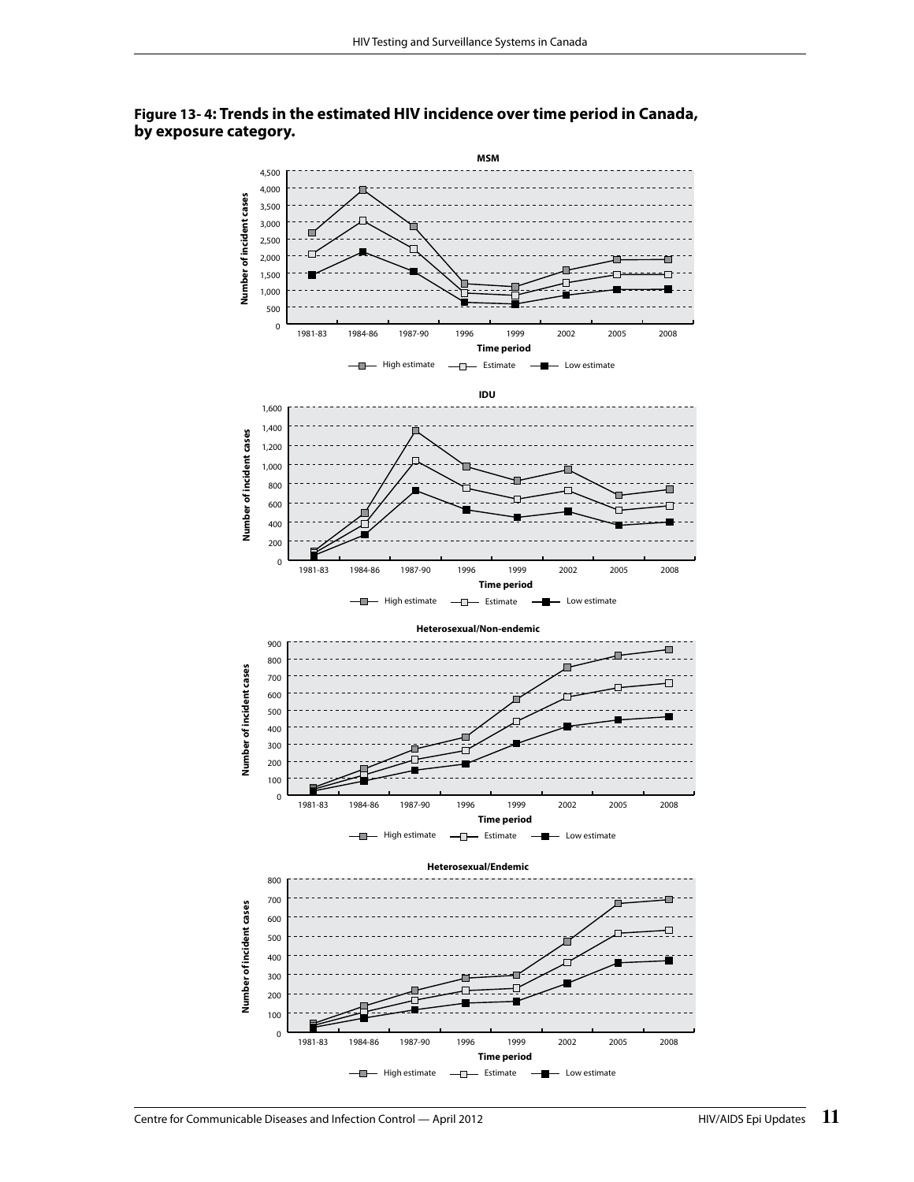**Figure 13- 4: Trends in the estimated HIV incidence over time period in Canada, by exposure category.**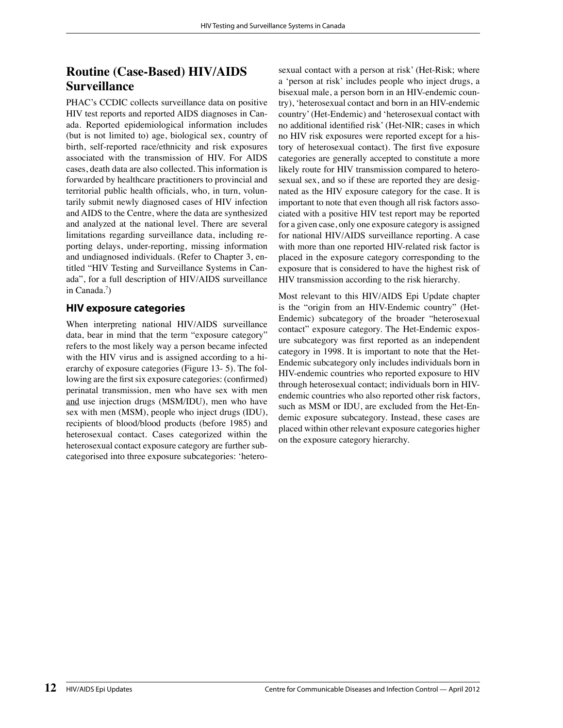## Routine (Case-Based) HIV/AIDS Surveillance

PHAC's CCDIC collects surveillance data on positive HIV test reports and reported AIDS diagnoses in Canada. Reported epidemiological information includes (but is not limited to) age, biological sex, country of birth, self-reported race/ethnicity and risk exposures associated with the transmission of HIV. For AIDS cases, death data are also collected. This information is forwarded by healthcare practitioners to provincial and territorial public health officials, who, in turn, voluntarily submit newly diagnosed cases of HIV infection and AIDS to the Centre, where the data are synthesized and analyzed at the national level. There are several limitations regarding surveillance data, including reporting delays, under-reporting, missing information and undiagnosed individuals. (Refer to Chapter 3, entitled "HIV Testing and Surveillance Systems in Canada", for a full description of HIV/AIDS surveillance in Canada.[7])

### HIV exposure categories

When interpreting national HIV/AIDS surveillance data, bear in mind that the term "exposure category" refers to the most likely way a person became infected with the HIV virus and is assigned according to a hierarchy of exposure categories (Figure 13- 5). The following are the first six exposure categories: (confirmed) perinatal transmission, men who have sex with men and use injection drugs (MSM/IDU), men who have sex with men (MSM), people who inject drugs (IDU), recipients of blood/blood products (before 1985) and heterosexual contact. Cases categorized within the heterosexual contact exposure category are further subcategorised into three exposure subcategories: 'heterosexual contact with a person at risk' (Het-Risk; where a 'person at risk' includes people who inject drugs, a bisexual male, a person born in an HIV-endemic country), 'heterosexual contact and born in an HIV-endemic country' (Het-Endemic) and 'heterosexual contact with no additional identified risk' (Het-NIR; cases in which no HIV risk exposures were reported except for a history of heterosexual contact). The first five exposure categories are generally accepted to constitute a more likely route for HIV transmission compared to heterosexual sex, and so if these are reported they are designated as the HIV exposure category for the case. It is important to note that even though all risk factors associated with a positive HIV test report may be reported for a given case, only one exposure category is assigned for national HIV/AIDS surveillance reporting. A case with more than one reported HIV-related risk factor is placed in the exposure category corresponding to the exposure that is considered to have the highest risk of HIV transmission according to the risk hierarchy.

Most relevant to this HIV/AIDS Epi Update chapter is the "origin from an HIV-Endemic country" (Het-Endemic) subcategory of the broader "heterosexual contact" exposure category. The Het-Endemic exposure subcategory was first reported as an independent category in 1998. It is important to note that the Het-Endemic subcategory only includes individuals born in HIV-endemic countries who reported exposure to HIV through heterosexual contact; individuals born in HIV-endemic countries who also reported other risk factors, such as MSM or IDU, are excluded from the Het-Endemic exposure subcategory. Instead, these cases are placed within other relevant exposure categories higher on the exposure category hierarchy.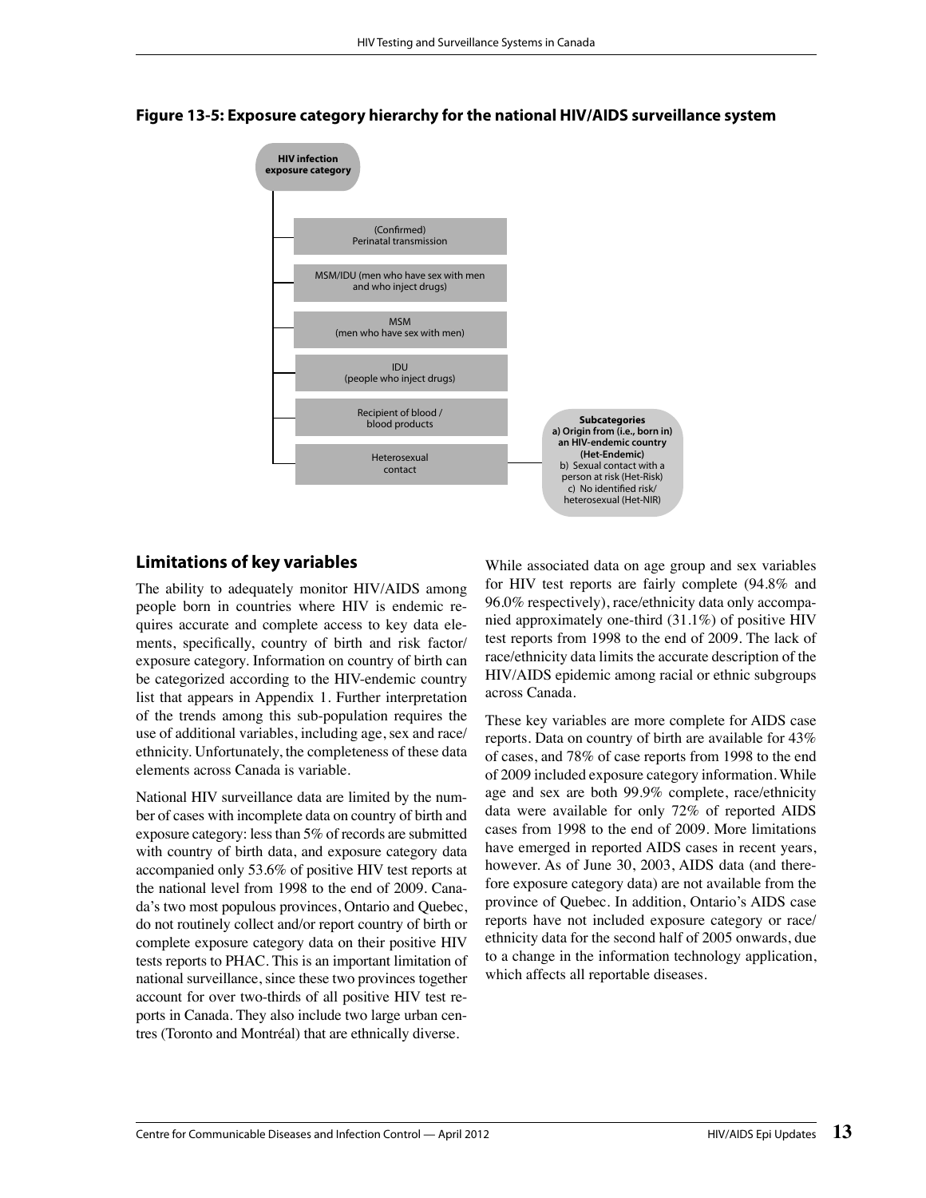**Figure 13-5: Exposure category hierarchy for the national HIV/AIDS surveillance system**

**HIV infection exposure category**

- (Confirmed) Perinatal transmission
- MSM/IDU (men who have sex with men and who inject drugs)
- MSM (men who have sex with men)
- IDU (people who inject drugs)
- Recipient of blood / blood products
- Heterosexual contact
  - **Subcategories**
  - **a) Origin from (i.e., born in) an HIV-endemic country (Het-Endemic)**
  - b) Sexual contact with a person at risk (Het-Risk)
  - c) No identified risk/ heterosexual (Het-NIR)

## Limitations of key variables

The ability to adequately monitor HIV/AIDS among people born in countries where HIV is endemic requires accurate and complete access to key data elements, specifically, country of birth and risk factor/ exposure category. Information on country of birth can be categorized according to the HIV-endemic country list that appears in Appendix 1. Further interpretation of the trends among this sub-population requires the use of additional variables, including age, sex and race/ ethnicity. Unfortunately, the completeness of these data elements across Canada is variable.

National HIV surveillance data are limited by the number of cases with incomplete data on country of birth and exposure category: less than 5% of records are submitted with country of birth data, and exposure category data accompanied only 53.6% of positive HIV test reports at the national level from 1998 to the end of 2009. Canada's two most populous provinces, Ontario and Quebec, do not routinely collect and/or report country of birth or complete exposure category data on their positive HIV tests reports to PHAC. This is an important limitation of national surveillance, since these two provinces together account for over two-thirds of all positive HIV test reports in Canada. They also include two large urban centres (Toronto and Montréal) that are ethnically diverse.

While associated data on age group and sex variables for HIV test reports are fairly complete (94.8% and 96.0% respectively), race/ethnicity data only accompanied approximately one-third (31.1%) of positive HIV test reports from 1998 to the end of 2009. The lack of race/ethnicity data limits the accurate description of the HIV/AIDS epidemic among racial or ethnic subgroups across Canada.

These key variables are more complete for AIDS case reports. Data on country of birth are available for 43% of cases, and 78% of case reports from 1998 to the end of 2009 included exposure category information. While age and sex are both 99.9% complete, race/ethnicity data were available for only 72% of reported AIDS cases from 1998 to the end of 2009. More limitations have emerged in reported AIDS cases in recent years, however. As of June 30, 2003, AIDS data (and therefore exposure category data) are not available from the province of Quebec. In addition, Ontario's AIDS case reports have not included exposure category or race/ ethnicity data for the second half of 2005 onwards, due to a change in the information technology application, which affects all reportable diseases.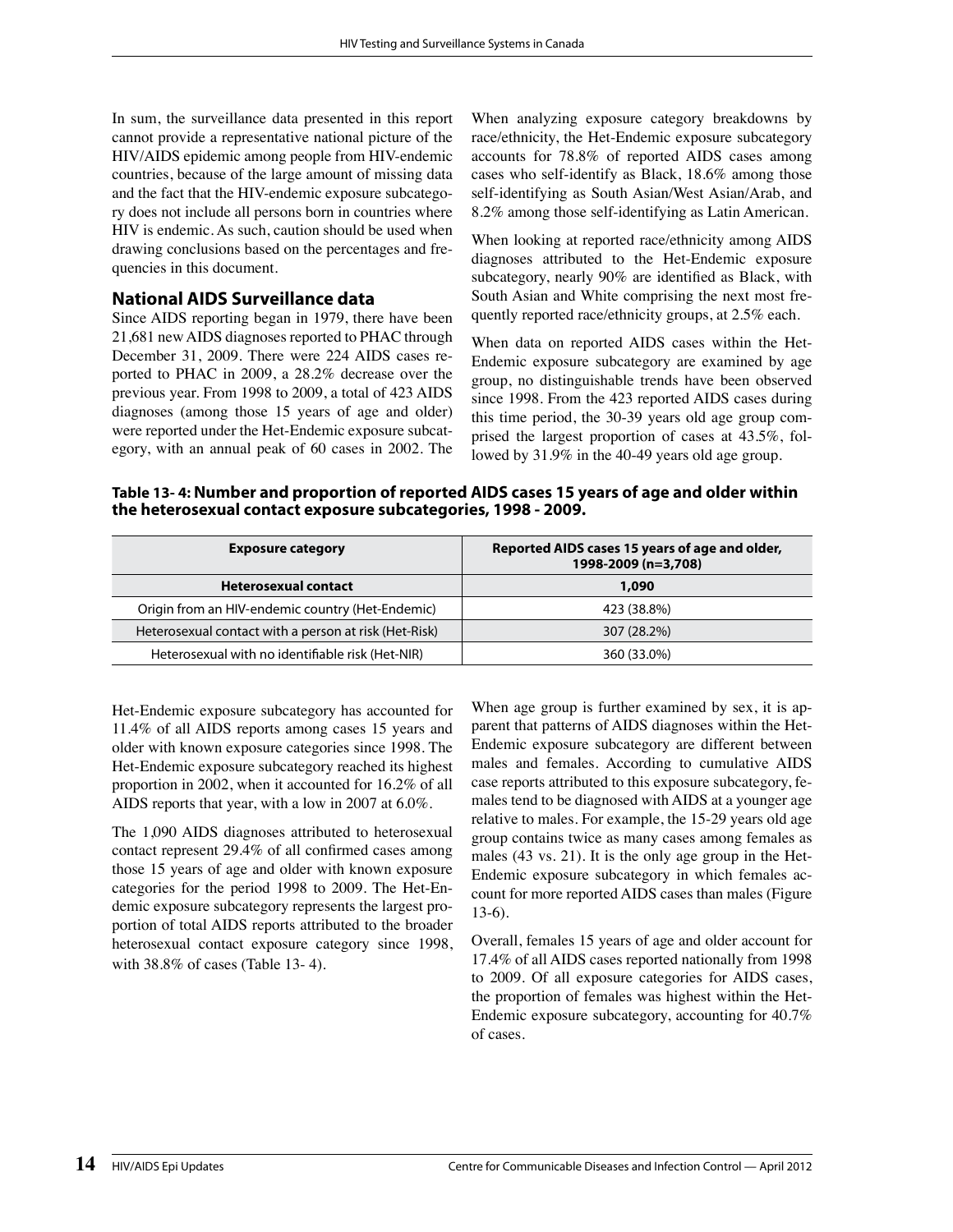In sum, the surveillance data presented in this report cannot provide a representative national picture of the HIV/AIDS epidemic among people from HIV-endemic countries, because of the large amount of missing data and the fact that the HIV-endemic exposure subcategory does not include all persons born in countries where HIV is endemic. As such, caution should be used when drawing conclusions based on the percentages and frequencies in this document.

## National AIDS Surveillance data

Since AIDS reporting began in 1979, there have been 21,681 new AIDS diagnoses reported to PHAC through December 31, 2009. There were 224 AIDS cases reported to PHAC in 2009, a 28.2% decrease over the previous year. From 1998 to 2009, a total of 423 AIDS diagnoses (among those 15 years of age and older) were reported under the Het-Endemic exposure subcategory, with an annual peak of 60 cases in 2002. The Het-Endemic exposure subcategory has accounted for 11.4% of all AIDS reports among cases 15 years and older with known exposure categories since 1998. The Het-Endemic exposure subcategory reached its highest proportion in 2002, when it accounted for 16.2% of all AIDS reports that year, with a low in 2007 at 6.0%.

The 1,090 AIDS diagnoses attributed to heterosexual contact represent 29.4% of all confirmed cases among those 15 years of age and older with known exposure categories for the period 1998 to 2009. The Het-Endemic exposure subcategory represents the largest proportion of total AIDS reports attributed to the broader heterosexual contact exposure category since 1998, with 38.8% of cases (Table 13- 4).

When analyzing exposure category breakdowns by race/ethnicity, the Het-Endemic exposure subcategory accounts for 78.8% of reported AIDS cases among cases who self-identify as Black, 18.6% among those self-identifying as South Asian/West Asian/Arab, and 8.2% among those self-identifying as Latin American.

When looking at reported race/ethnicity among AIDS diagnoses attributed to the Het-Endemic exposure subcategory, nearly 90% are identified as Black, with South Asian and White comprising the next most frequently reported race/ethnicity groups, at 2.5% each.

When data on reported AIDS cases within the Het-Endemic exposure subcategory are examined by age group, no distinguishable trends have been observed since 1998. From the 423 reported AIDS cases during this time period, the 30-39 years old age group comprised the largest proportion of cases at 43.5%, followed by 31.9% in the 40-49 years old age group.

**Table 13- 4: Number and proportion of reported AIDS cases 15 years of age and older within the heterosexual contact exposure subcategories, 1998 - 2009.**

| Exposure category | Reported AIDS cases 15 years of age and older, 1998-2009 (n=3,708) |
|---|---|
| **Heterosexual contact** | **1,090** |
| Origin from an HIV-endemic country (Het-Endemic) | 423 (38.8%) |
| Heterosexual contact with a person at risk (Het-Risk) | 307 (28.2%) |
| Heterosexual with no identifiable risk (Het-NIR) | 360 (33.0%) |

When age group is further examined by sex, it is apparent that patterns of AIDS diagnoses within the Het-Endemic exposure subcategory are different between males and females. According to cumulative AIDS case reports attributed to this exposure subcategory, females tend to be diagnosed with AIDS at a younger age relative to males. For example, the 15-29 years old age group contains twice as many cases among females as males (43 vs. 21). It is the only age group in the Het-Endemic exposure subcategory in which females account for more reported AIDS cases than males (Figure 13-6).

Overall, females 15 years of age and older account for 17.4% of all AIDS cases reported nationally from 1998 to 2009. Of all exposure categories for AIDS cases, the proportion of females was highest within the Het-Endemic exposure subcategory, accounting for 40.7% of cases.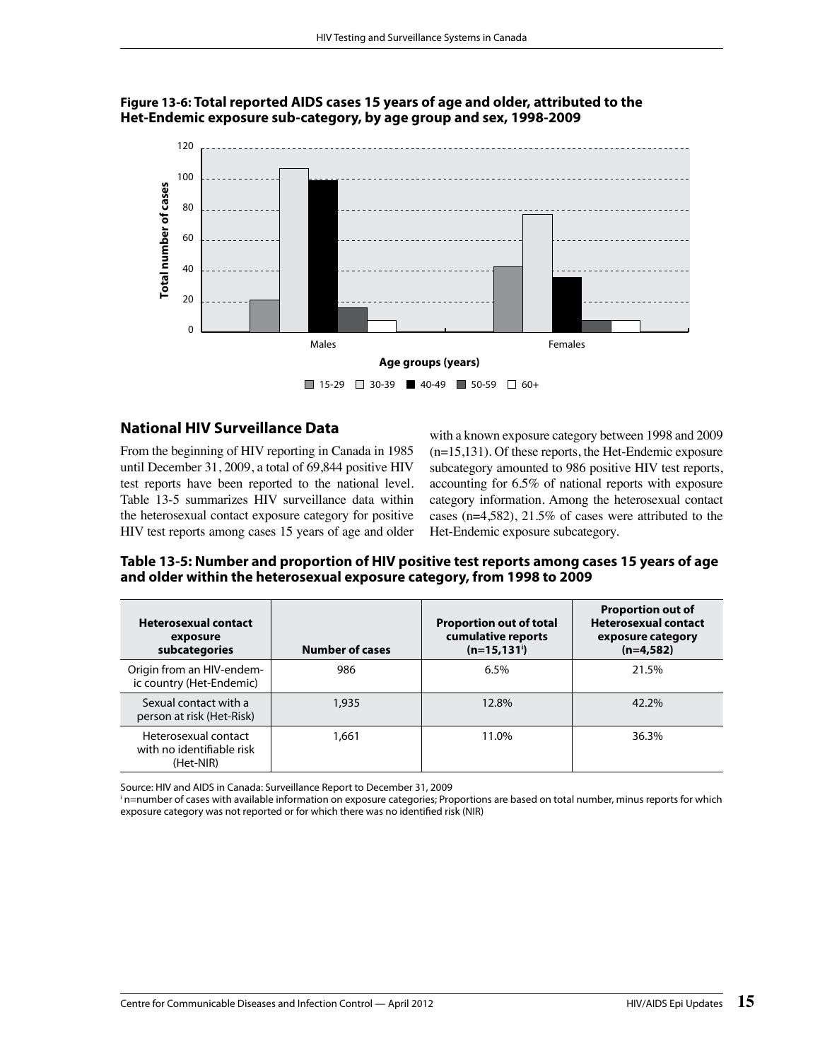**Figure 13-6: Total reported AIDS cases 15 years of age and older, attributed to the Het-Endemic exposure sub-category, by age group and sex, 1998-2009**

## National HIV Surveillance Data

From the beginning of HIV reporting in Canada in 1985 until December 31, 2009, a total of 69,844 positive HIV test reports have been reported to the national level. Table 13-5 summarizes HIV surveillance data within the heterosexual contact exposure category for positive HIV test reports among cases 15 years of age and older with a known exposure category between 1998 and 2009 (n=15,131). Of these reports, the Het-Endemic exposure subcategory amounted to 986 positive HIV test reports, accounting for 6.5% of national reports with exposure category information. Among the heterosexual contact cases (n=4,582), 21.5% of cases were attributed to the Het-Endemic exposure subcategory.

**Table 13-5: Number and proportion of HIV positive test reports among cases 15 years of age and older within the heterosexual exposure category, from 1998 to 2009**

| Heterosexual contact exposure subcategories | Number of cases | Proportion out of total cumulative reports (n=15,131[i]) | Proportion out of Heterosexual contact exposure category (n=4,582) |
|---|---|---|---|
| Origin from an HIV-endemic country (Het-Endemic) | 986 | 6.5% | 21.5% |
| Sexual contact with a person at risk (Het-Risk) | 1,935 | 12.8% | 42.2% |
| Heterosexual contact with no identifiable risk (Het-NIR) | 1,661 | 11.0% | 36.3% |

Source: HIV and AIDS in Canada: Surveillance Report to December 31, 2009

[i] n=number of cases with available information on exposure categories; Proportions are based on total number, minus reports for which exposure category was not reported or for which there was no identified risk (NIR)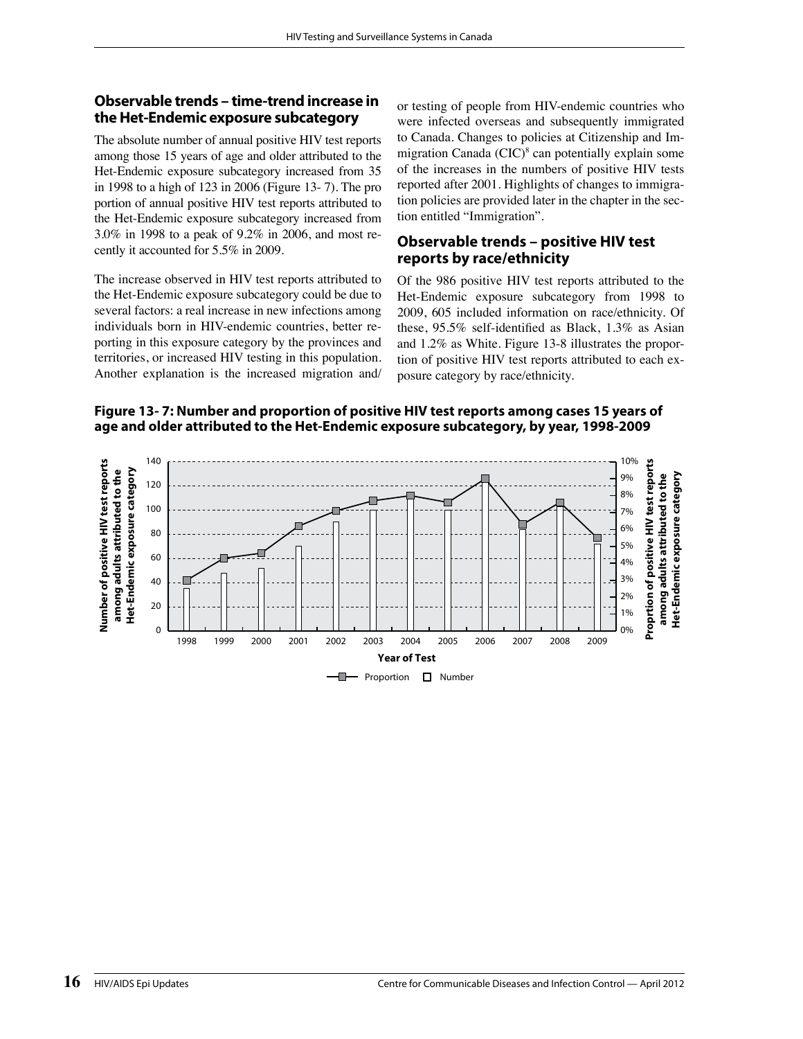## Observable trends – time-trend increase in the Het-Endemic exposure subcategory

The absolute number of annual positive HIV test reports among those 15 years of age and older attributed to the Het-Endemic exposure subcategory increased from 35 in 1998 to a high of 123 in 2006 (Figure 13- 7). The proportion of annual positive HIV test reports attributed to the Het-Endemic exposure subcategory increased from 3.0% in 1998 to a peak of 9.2% in 2006, and most recently it accounted for 5.5% in 2009.

The increase observed in HIV test reports attributed to the Het-Endemic exposure subcategory could be due to several factors: a real increase in new infections among individuals born in HIV-endemic countries, better reporting in this exposure category by the provinces and territories, or increased HIV testing in this population. Another explanation is the increased migration and/or testing of people from HIV-endemic countries who were infected overseas and subsequently immigrated to Canada. Changes to policies at Citizenship and Immigration Canada (CIC)[8] can potentially explain some of the increases in the numbers of positive HIV tests reported after 2001. Highlights of changes to immigration policies are provided later in the chapter in the section entitled "Immigration".

## Observable trends – positive HIV test reports by race/ethnicity

Of the 986 positive HIV test reports attributed to the Het-Endemic exposure subcategory from 1998 to 2009, 605 included information on race/ethnicity. Of these, 95.5% self-identified as Black, 1.3% as Asian and 1.2% as White. Figure 13-8 illustrates the proportion of positive HIV test reports attributed to each exposure category by race/ethnicity.

**Figure 13- 7: Number and proportion of positive HIV test reports among cases 15 years of age and older attributed to the Het-Endemic exposure subcategory, by year, 1998-2009**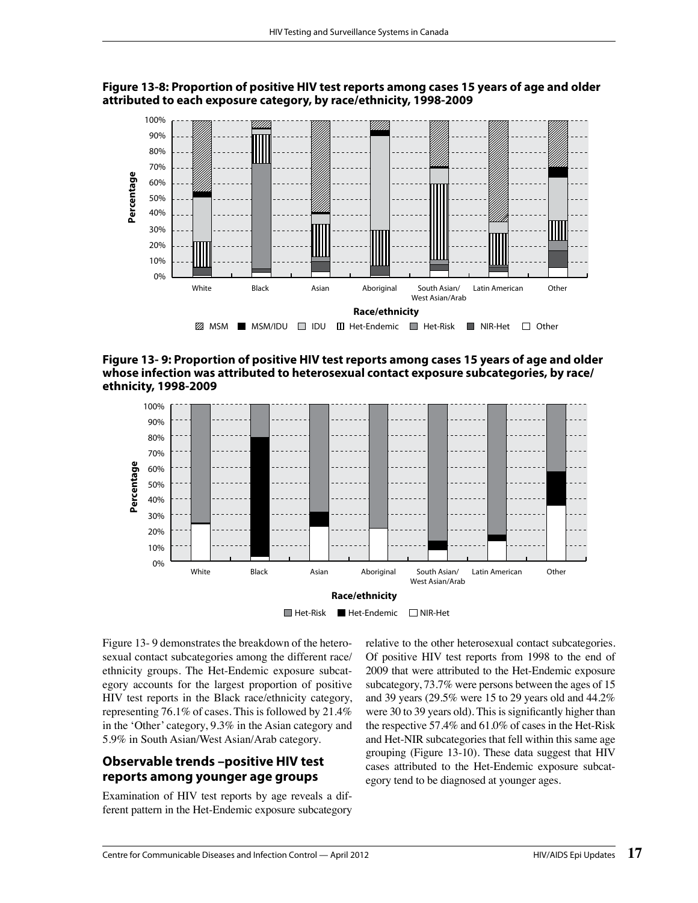**Figure 13-8: Proportion of positive HIV test reports among cases 15 years of age and older attributed to each exposure category, by race/ethnicity, 1998-2009**

**Figure 13- 9: Proportion of positive HIV test reports among cases 15 years of age and older whose infection was attributed to heterosexual contact exposure subcategories, by race/ethnicity, 1998-2009**

Figure 13- 9 demonstrates the breakdown of the heterosexual contact subcategories among the different race/ethnicity groups. The Het-Endemic exposure subcategory accounts for the largest proportion of positive HIV test reports in the Black race/ethnicity category, representing 76.1% of cases. This is followed by 21.4% in the 'Other' category, 9.3% in the Asian category and 5.9% in South Asian/West Asian/Arab category.

## Observable trends –positive HIV test reports among younger age groups

Examination of HIV test reports by age reveals a different pattern in the Het-Endemic exposure subcategory relative to the other heterosexual contact subcategories. Of positive HIV test reports from 1998 to the end of 2009 that were attributed to the Het-Endemic exposure subcategory, 73.7% were persons between the ages of 15 and 39 years (29.5% were 15 to 29 years old and 44.2% were 30 to 39 years old). This is significantly higher than the respective 57.4% and 61.0% of cases in the Het-Risk and Het-NIR subcategories that fell within this same age grouping (Figure 13-10). These data suggest that HIV cases attributed to the Het-Endemic exposure subcategory tend to be diagnosed at younger ages.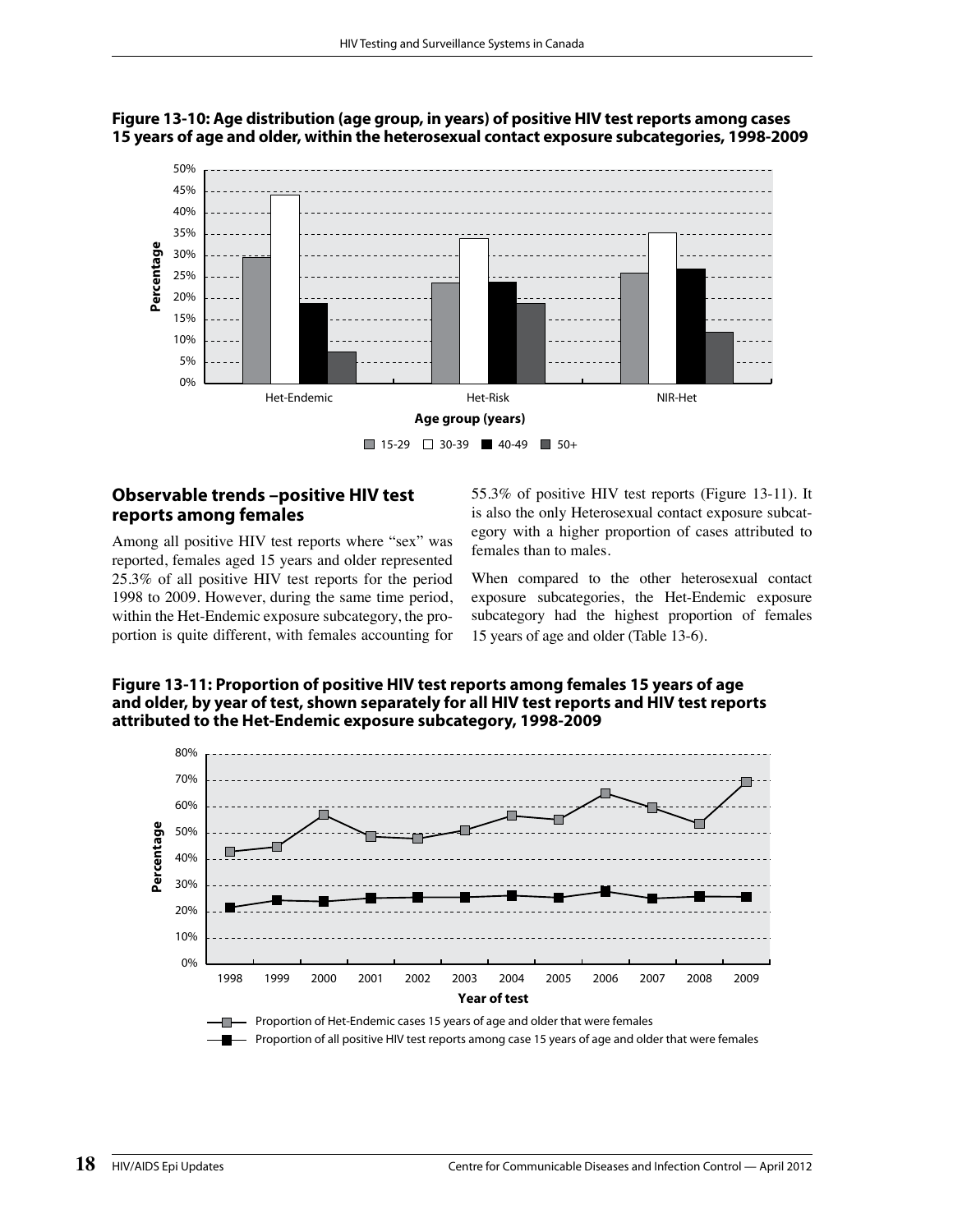**Figure 13-10: Age distribution (age group, in years) of positive HIV test reports among cases 15 years of age and older, within the heterosexual contact exposure subcategories, 1998-2009**

### Observable trends –positive HIV test reports among females

Among all positive HIV test reports where "sex" was reported, females aged 15 years and older represented 25.3% of all positive HIV test reports for the period 1998 to 2009. However, during the same time period, within the Het-Endemic exposure subcategory, the proportion is quite different, with females accounting for 55.3% of positive HIV test reports (Figure 13-11). It is also the only Heterosexual contact exposure subcategory with a higher proportion of cases attributed to females than to males.

When compared to the other heterosexual contact exposure subcategories, the Het-Endemic exposure subcategory had the highest proportion of females 15 years of age and older (Table 13-6).

**Figure 13-11: Proportion of positive HIV test reports among females 15 years of age and older, by year of test, shown separately for all HIV test reports and HIV test reports attributed to the Het-Endemic exposure subcategory, 1998-2009**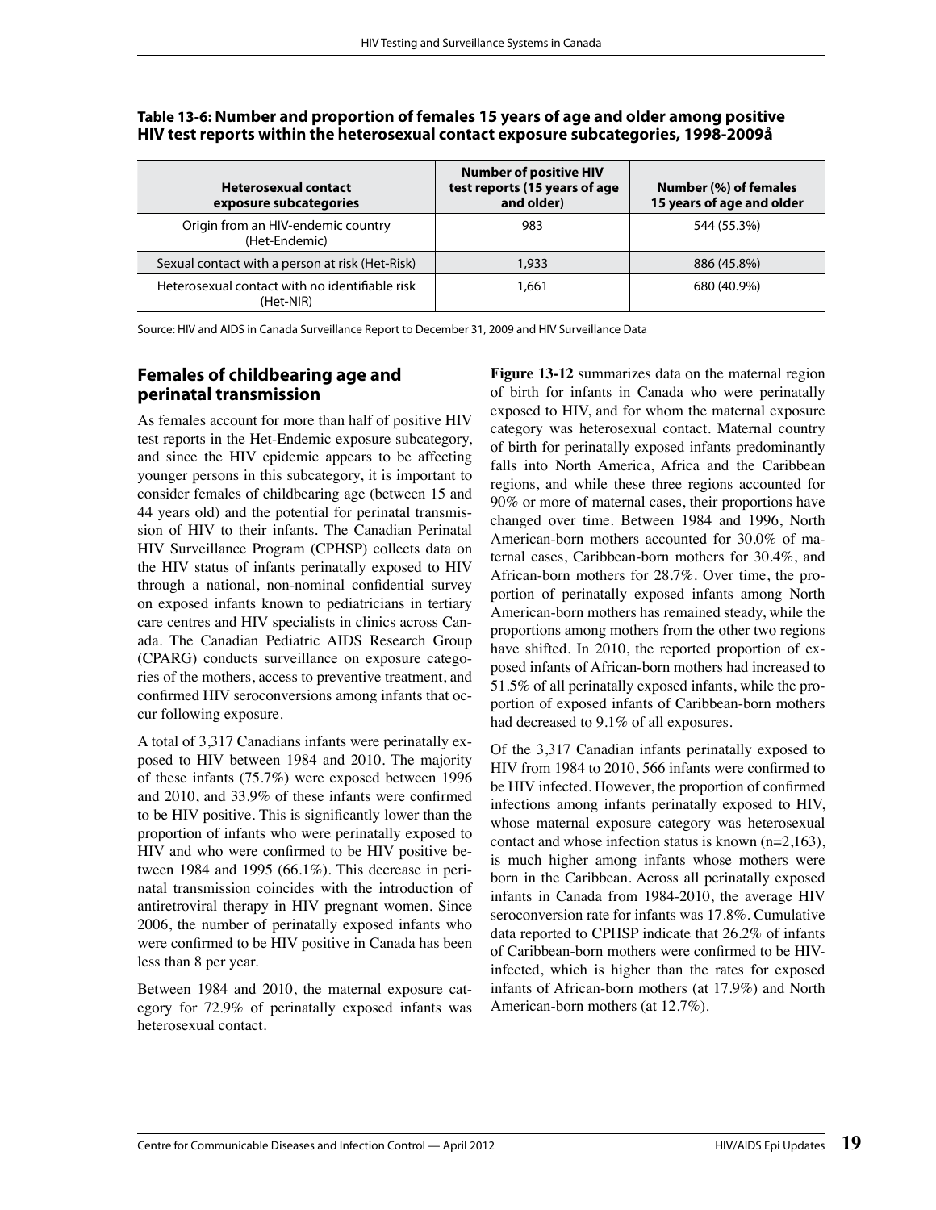**Table 13-6: Number and proportion of females 15 years of age and older among positive HIV test reports within the heterosexual contact exposure subcategories, 1998-2009å**

| Heterosexual contact exposure subcategories | Number of positive HIV test reports (15 years of age and older) | Number (%) of females 15 years of age and older |
|---|---|---|
| Origin from an HIV-endemic country (Het-Endemic) | 983 | 544 (55.3%) |
| Sexual contact with a person at risk (Het-Risk) | 1,933 | 886 (45.8%) |
| Heterosexual contact with no identifiable risk (Het-NIR) | 1,661 | 680 (40.9%) |

Source: HIV and AIDS in Canada Surveillance Report to December 31, 2009 and HIV Surveillance Data

## Females of childbearing age and perinatal transmission

As females account for more than half of positive HIV test reports in the Het-Endemic exposure subcategory, and since the HIV epidemic appears to be affecting younger persons in this subcategory, it is important to consider females of childbearing age (between 15 and 44 years old) and the potential for perinatal transmission of HIV to their infants. The Canadian Perinatal HIV Surveillance Program (CPHSP) collects data on the HIV status of infants perinatally exposed to HIV through a national, non-nominal confidential survey on exposed infants known to pediatricians in tertiary care centres and HIV specialists in clinics across Canada. The Canadian Pediatric AIDS Research Group (CPARG) conducts surveillance on exposure categories of the mothers, access to preventive treatment, and confirmed HIV seroconversions among infants that occur following exposure.

A total of 3,317 Canadians infants were perinatally exposed to HIV between 1984 and 2010. The majority of these infants (75.7%) were exposed between 1996 and 2010, and 33.9% of these infants were confirmed to be HIV positive. This is significantly lower than the proportion of infants who were perinatally exposed to HIV and who were confirmed to be HIV positive between 1984 and 1995 (66.1%). This decrease in perinatal transmission coincides with the introduction of antiretroviral therapy in HIV pregnant women. Since 2006, the number of perinatally exposed infants who were confirmed to be HIV positive in Canada has been less than 8 per year.

Between 1984 and 2010, the maternal exposure category for 72.9% of perinatally exposed infants was heterosexual contact.

**Figure 13-12** summarizes data on the maternal region of birth for infants in Canada who were perinatally exposed to HIV, and for whom the maternal exposure category was heterosexual contact. Maternal country of birth for perinatally exposed infants predominantly falls into North America, Africa and the Caribbean regions, and while these three regions accounted for 90% or more of maternal cases, their proportions have changed over time. Between 1984 and 1996, North American-born mothers accounted for 30.0% of maternal cases, Caribbean-born mothers for 30.4%, and African-born mothers for 28.7%. Over time, the proportion of perinatally exposed infants among North American-born mothers has remained steady, while the proportions among mothers from the other two regions have shifted. In 2010, the reported proportion of exposed infants of African-born mothers had increased to 51.5% of all perinatally exposed infants, while the proportion of exposed infants of Caribbean-born mothers had decreased to 9.1% of all exposures.

Of the 3,317 Canadian infants perinatally exposed to HIV from 1984 to 2010, 566 infants were confirmed to be HIV infected. However, the proportion of confirmed infections among infants perinatally exposed to HIV, whose maternal exposure category was heterosexual contact and whose infection status is known (n=2,163), is much higher among infants whose mothers were born in the Caribbean. Across all perinatally exposed infants in Canada from 1984-2010, the average HIV seroconversion rate for infants was 17.8%. Cumulative data reported to CPHSP indicate that 26.2% of infants of Caribbean-born mothers were confirmed to be HIV-infected, which is higher than the rates for exposed infants of African-born mothers (at 17.9%) and North American-born mothers (at 12.7%).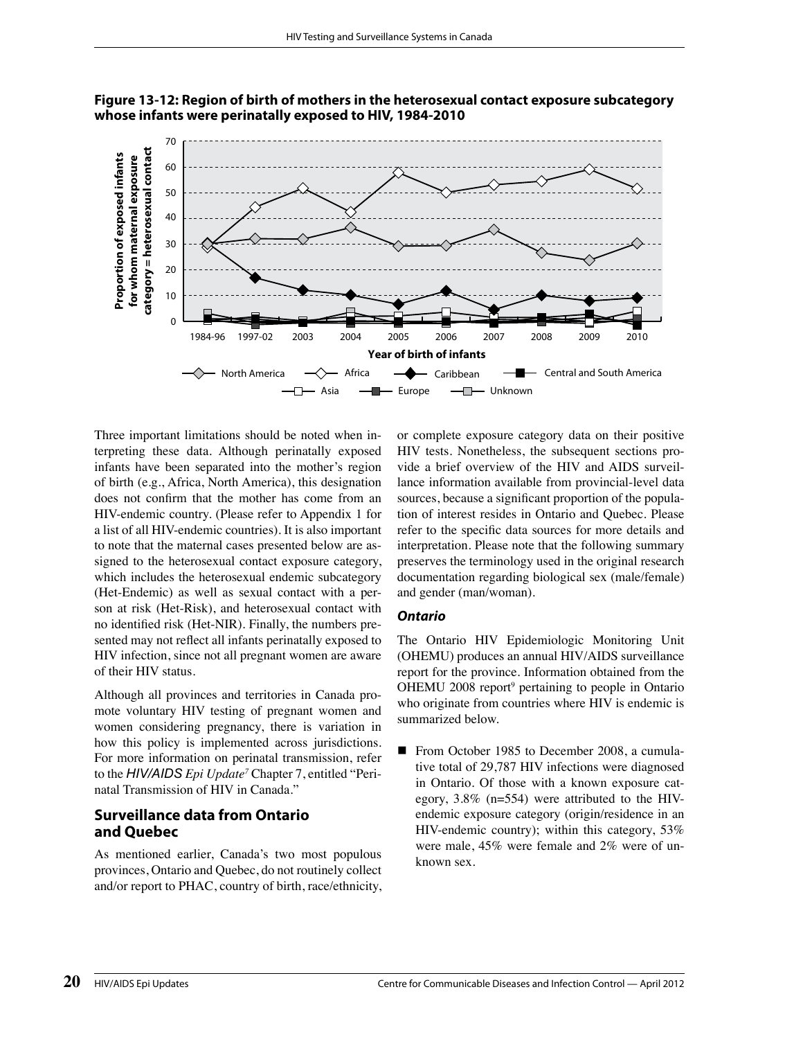**Figure 13-12: Region of birth of mothers in the heterosexual contact exposure subcategory whose infants were perinatally exposed to HIV, 1984-2010**

Three important limitations should be noted when interpreting these data. Although perinatally exposed infants have been separated into the mother's region of birth (e.g., Africa, North America), this designation does not confirm that the mother has come from an HIV-endemic country. (Please refer to Appendix 1 for a list of all HIV-endemic countries). It is also important to note that the maternal cases presented below are assigned to the heterosexual contact exposure category, which includes the heterosexual endemic subcategory (Het-Endemic) as well as sexual contact with a person at risk (Het-Risk), and heterosexual contact with no identified risk (Het-NIR). Finally, the numbers presented may not reflect all infants perinatally exposed to HIV infection, since not all pregnant women are aware of their HIV status.

Although all provinces and territories in Canada promote voluntary HIV testing of pregnant women and women considering pregnancy, there is variation in how this policy is implemented across jurisdictions. For more information on perinatal transmission, refer to the *HIV/AIDS Epi Update*[7] Chapter 7, entitled "Perinatal Transmission of HIV in Canada."

## Surveillance data from Ontario and Quebec

As mentioned earlier, Canada's two most populous provinces, Ontario and Quebec, do not routinely collect and/or report to PHAC, country of birth, race/ethnicity, or complete exposure category data on their positive HIV tests. Nonetheless, the subsequent sections provide a brief overview of the HIV and AIDS surveillance information available from provincial-level data sources, because a significant proportion of the population of interest resides in Ontario and Quebec. Please refer to the specific data sources for more details and interpretation. Please note that the following summary preserves the terminology used in the original research documentation regarding biological sex (male/female) and gender (man/woman).

### *Ontario*

The Ontario HIV Epidemiologic Monitoring Unit (OHEMU) produces an annual HIV/AIDS surveillance report for the province. Information obtained from the OHEMU 2008 report[9] pertaining to people in Ontario who originate from countries where HIV is endemic is summarized below.

- From October 1985 to December 2008, a cumulative total of 29,787 HIV infections were diagnosed in Ontario. Of those with a known exposure category, 3.8% (n=554) were attributed to the HIV-endemic exposure category (origin/residence in an HIV-endemic country); within this category, 53% were male, 45% were female and 2% were of unknown sex.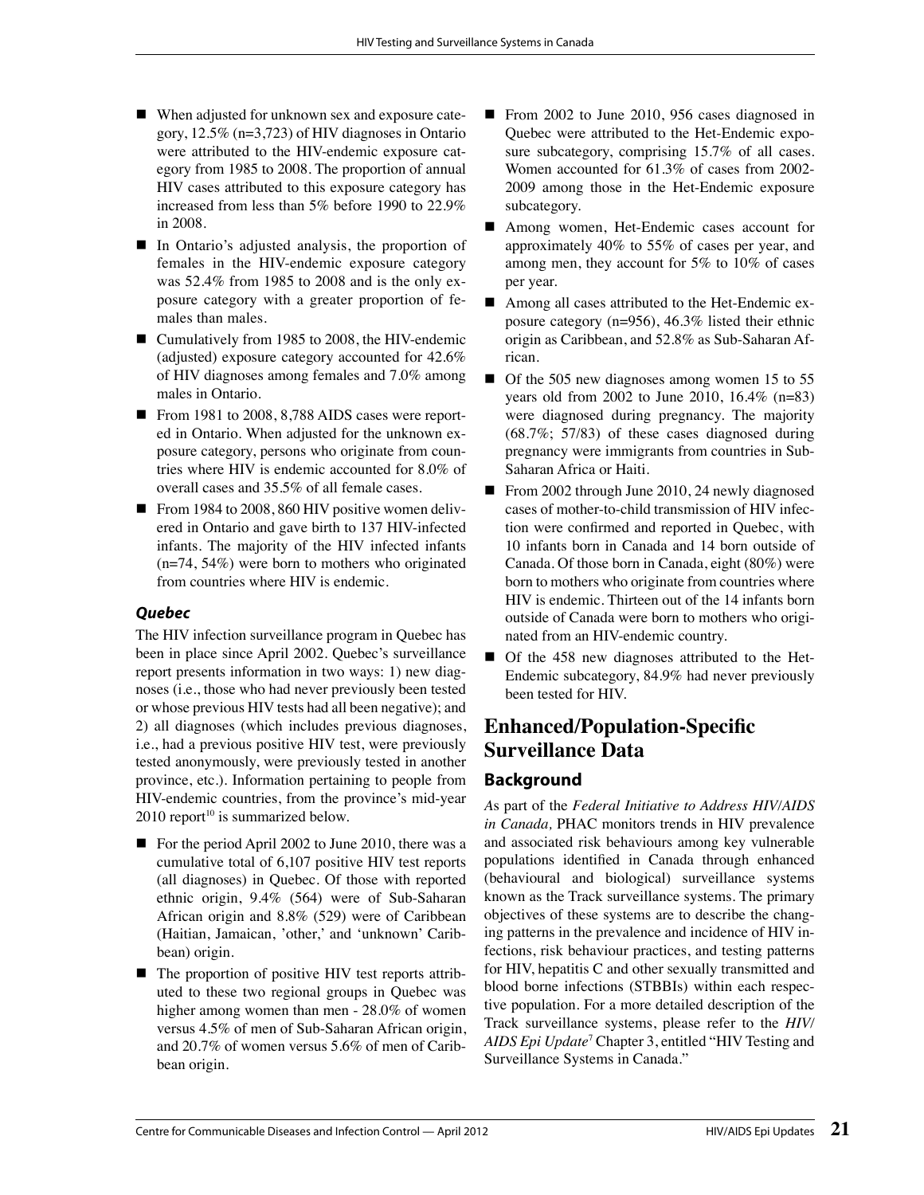- When adjusted for unknown sex and exposure category, 12.5% (n=3,723) of HIV diagnoses in Ontario were attributed to the HIV-endemic exposure category from 1985 to 2008. The proportion of annual HIV cases attributed to this exposure category has increased from less than 5% before 1990 to 22.9% in 2008.
- In Ontario's adjusted analysis, the proportion of females in the HIV-endemic exposure category was 52.4% from 1985 to 2008 and is the only exposure category with a greater proportion of females than males.
- Cumulatively from 1985 to 2008, the HIV-endemic (adjusted) exposure category accounted for 42.6% of HIV diagnoses among females and 7.0% among males in Ontario.
- From 1981 to 2008, 8,788 AIDS cases were reported in Ontario. When adjusted for the unknown exposure category, persons who originate from countries where HIV is endemic accounted for 8.0% of overall cases and 35.5% of all female cases.
- From 1984 to 2008, 860 HIV positive women delivered in Ontario and gave birth to 137 HIV-infected infants. The majority of the HIV infected infants (n=74, 54%) were born to mothers who originated from countries where HIV is endemic.

### *Quebec*

The HIV infection surveillance program in Quebec has been in place since April 2002. Quebec's surveillance report presents information in two ways: 1) new diagnoses (i.e., those who had never previously been tested or whose previous HIV tests had all been negative); and 2) all diagnoses (which includes previous diagnoses, i.e., had a previous positive HIV test, were previously tested anonymously, were previously tested in another province, etc.). Information pertaining to people from HIV-endemic countries, from the province's mid-year 2010 report[10] is summarized below.

- For the period April 2002 to June 2010, there was a cumulative total of 6,107 positive HIV test reports (all diagnoses) in Quebec. Of those with reported ethnic origin, 9.4% (564) were of Sub-Saharan African origin and 8.8% (529) were of Caribbean (Haitian, Jamaican, 'other,' and 'unknown' Caribbean) origin.
- The proportion of positive HIV test reports attributed to these two regional groups in Quebec was higher among women than men - 28.0% of women versus 4.5% of men of Sub-Saharan African origin, and 20.7% of women versus 5.6% of men of Caribbean origin.
- From 2002 to June 2010, 956 cases diagnosed in Quebec were attributed to the Het-Endemic exposure subcategory, comprising 15.7% of all cases. Women accounted for 61.3% of cases from 2002-2009 among those in the Het-Endemic exposure subcategory.
- Among women, Het-Endemic cases account for approximately 40% to 55% of cases per year, and among men, they account for 5% to 10% of cases per year.
- Among all cases attributed to the Het-Endemic exposure category (n=956), 46.3% listed their ethnic origin as Caribbean, and 52.8% as Sub-Saharan African.
- Of the 505 new diagnoses among women 15 to 55 years old from 2002 to June 2010, 16.4% (n=83) were diagnosed during pregnancy. The majority (68.7%; 57/83) of these cases diagnosed during pregnancy were immigrants from countries in Sub-Saharan Africa or Haiti.
- From 2002 through June 2010, 24 newly diagnosed cases of mother-to-child transmission of HIV infection were confirmed and reported in Quebec, with 10 infants born in Canada and 14 born outside of Canada. Of those born in Canada, eight (80%) were born to mothers who originate from countries where HIV is endemic. Thirteen out of the 14 infants born outside of Canada were born to mothers who originated from an HIV-endemic country.
- Of the 458 new diagnoses attributed to the Het-Endemic subcategory, 84.9% had never previously been tested for HIV.

## Enhanced/Population-Specific Surveillance Data

### Background

As part of the *Federal Initiative to Address HIV/AIDS in Canada,* PHAC monitors trends in HIV prevalence and associated risk behaviours among key vulnerable populations identified in Canada through enhanced (behavioural and biological) surveillance systems known as the Track surveillance systems. The primary objectives of these systems are to describe the changing patterns in the prevalence and incidence of HIV infections, risk behaviour practices, and testing patterns for HIV, hepatitis C and other sexually transmitted and blood borne infections (STBBIs) within each respective population. For a more detailed description of the Track surveillance systems, please refer to the *HIV/AIDS Epi Update*[7] Chapter 3, entitled "HIV Testing and Surveillance Systems in Canada."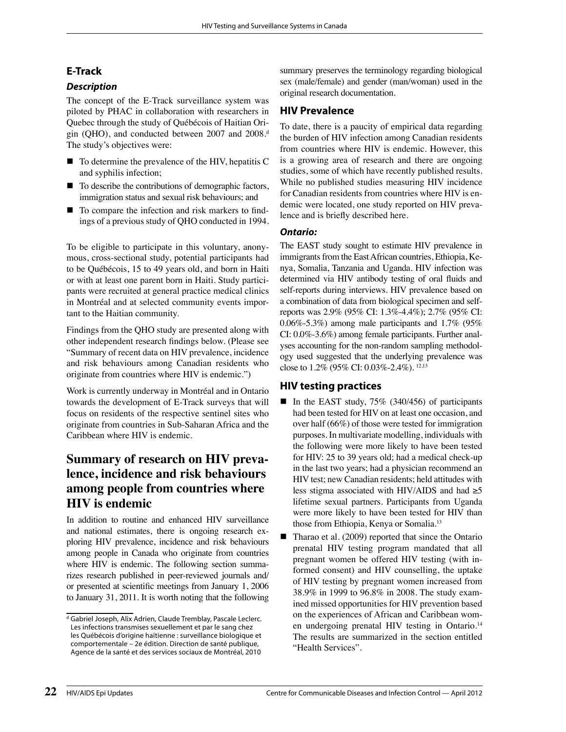## E-Track

### *Description*

The concept of the E-Track surveillance system was piloted by PHAC in collaboration with researchers in Quebec through the study of Québécois of Haitian Origin (QHO), and conducted between 2007 and 2008.[d] The study's objectives were:

- To determine the prevalence of the HIV, hepatitis C and syphilis infection;
- To describe the contributions of demographic factors, immigration status and sexual risk behaviours; and
- To compare the infection and risk markers to findings of a previous study of QHO conducted in 1994.

To be eligible to participate in this voluntary, anonymous, cross-sectional study, potential participants had to be Québécois, 15 to 49 years old, and born in Haiti or with at least one parent born in Haiti. Study participants were recruited at general practice medical clinics in Montréal and at selected community events important to the Haitian community.

Findings from the QHO study are presented along with other independent research findings below. (Please see "Summary of recent data on HIV prevalence, incidence and risk behaviours among Canadian residents who originate from countries where HIV is endemic.")

Work is currently underway in Montréal and in Ontario towards the development of E-Track surveys that will focus on residents of the respective sentinel sites who originate from countries in Sub-Saharan Africa and the Caribbean where HIV is endemic.

# Summary of research on HIV prevalence, incidence and risk behaviours among people from countries where HIV is endemic

In addition to routine and enhanced HIV surveillance and national estimates, there is ongoing research exploring HIV prevalence, incidence and risk behaviours among people in Canada who originate from countries where HIV is endemic. The following section summarizes research published in peer-reviewed journals and/or presented at scientific meetings from January 1, 2006 to January 31, 2011. It is worth noting that the following summary preserves the terminology regarding biological sex (male/female) and gender (man/woman) used in the original research documentation.

## HIV Prevalence

To date, there is a paucity of empirical data regarding the burden of HIV infection among Canadian residents from countries where HIV is endemic. However, this is a growing area of research and there are ongoing studies, some of which have recently published results. While no published studies measuring HIV incidence for Canadian residents from countries where HIV is endemic were located, one study reported on HIV prevalence and is briefly described here.

### *Ontario:*

The EAST study sought to estimate HIV prevalence in immigrants from the East African countries, Ethiopia, Kenya, Somalia, Tanzania and Uganda. HIV infection was determined via HIV antibody testing of oral fluids and self-reports during interviews. HIV prevalence based on a combination of data from biological specimen and self-reports was 2.9% (95% CI: 1.3%-4.4%); 2.7% (95% CI: 0.06%-5.3%) among male participants and 1.7% (95% CI: 0.0%-3.6%) among female participants. Further analyses accounting for the non-random sampling methodology used suggested that the underlying prevalence was close to 1.2% (95% CI: 0.03%-2.4%).[12,13]

## HIV testing practices

- In the EAST study, 75% (340/456) of participants had been tested for HIV on at least one occasion, and over half (66%) of those were tested for immigration purposes. In multivariate modelling, individuals with the following were more likely to have been tested for HIV: 25 to 39 years old; had a medical check-up in the last two years; had a physician recommend an HIV test; new Canadian residents; held attitudes with less stigma associated with HIV/AIDS and had ≥5 lifetime sexual partners. Participants from Uganda were more likely to have been tested for HIV than those from Ethiopia, Kenya or Somalia.[13]
- Tharao et al. (2009) reported that since the Ontario prenatal HIV testing program mandated that all pregnant women be offered HIV testing (with informed consent) and HIV counselling, the uptake of HIV testing by pregnant women increased from 38.9% in 1999 to 96.8% in 2008. The study examined missed opportunities for HIV prevention based on the experiences of African and Caribbean women undergoing prenatal HIV testing in Ontario.[14] The results are summarized in the section entitled "Health Services".

[d] Gabriel Joseph, Alix Adrien, Claude Tremblay, Pascale Leclerc. Les infections transmises sexuellement et par le sang chez les Québécois d'origine haïtienne : surveillance biologique et comportementale – 2e édition. Direction de santé publique, Agence de la santé et des services sociaux de Montréal, 2010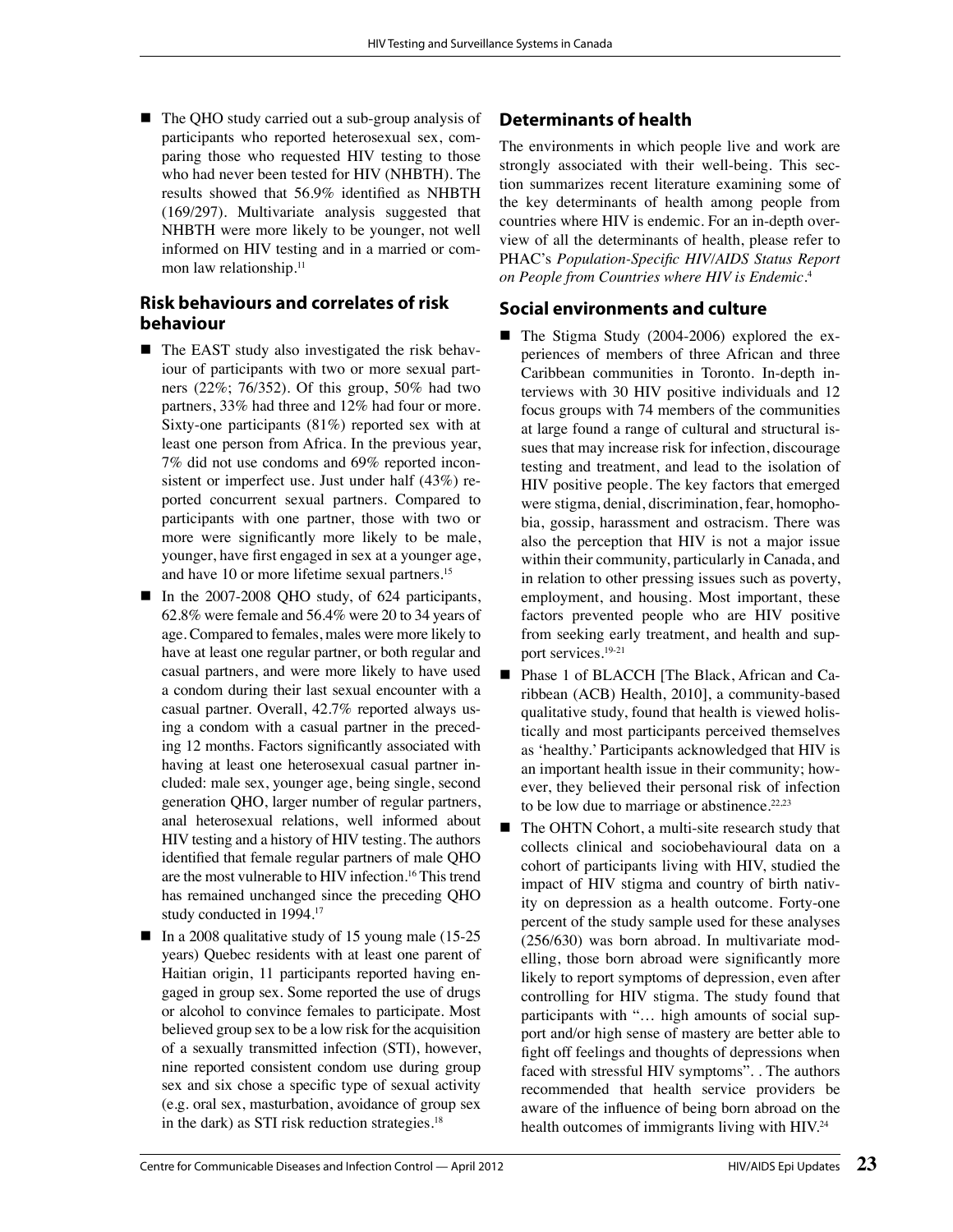- The QHO study carried out a sub-group analysis of participants who reported heterosexual sex, comparing those who requested HIV testing to those who had never been tested for HIV (NHBTH). The results showed that 56.9% identified as NHBTH (169/297). Multivariate analysis suggested that NHBTH were more likely to be younger, not well informed on HIV testing and in a married or common law relationship.[11]

### Risk behaviours and correlates of risk behaviour

- The EAST study also investigated the risk behaviour of participants with two or more sexual partners (22%; 76/352). Of this group, 50% had two partners, 33% had three and 12% had four or more. Sixty-one participants (81%) reported sex with at least one person from Africa. In the previous year, 7% did not use condoms and 69% reported inconsistent or imperfect use. Just under half (43%) reported concurrent sexual partners. Compared to participants with one partner, those with two or more were significantly more likely to be male, younger, have first engaged in sex at a younger age, and have 10 or more lifetime sexual partners.[15]
- In the 2007-2008 QHO study, of 624 participants, 62.8% were female and 56.4% were 20 to 34 years of age. Compared to females, males were more likely to have at least one regular partner, or both regular and casual partners, and were more likely to have used a condom during their last sexual encounter with a casual partner. Overall, 42.7% reported always using a condom with a casual partner in the preceding 12 months. Factors significantly associated with having at least one heterosexual casual partner included: male sex, younger age, being single, second generation QHO, larger number of regular partners, anal heterosexual relations, well informed about HIV testing and a history of HIV testing. The authors identified that female regular partners of male QHO are the most vulnerable to HIV infection.[16] This trend has remained unchanged since the preceding QHO study conducted in 1994.[17]
- In a 2008 qualitative study of 15 young male (15-25 years) Quebec residents with at least one parent of Haitian origin, 11 participants reported having engaged in group sex. Some reported the use of drugs or alcohol to convince females to participate. Most believed group sex to be a low risk for the acquisition of a sexually transmitted infection (STI), however, nine reported consistent condom use during group sex and six chose a specific type of sexual activity (e.g. oral sex, masturbation, avoidance of group sex in the dark) as STI risk reduction strategies.[18]

### Determinants of health

The environments in which people live and work are strongly associated with their well-being. This section summarizes recent literature examining some of the key determinants of health among people from countries where HIV is endemic. For an in-depth overview of all the determinants of health, please refer to PHAC's *Population-Specific HIV/AIDS Status Report on People from Countries where HIV is Endemic*.[4]

### Social environments and culture

- The Stigma Study (2004-2006) explored the experiences of members of three African and three Caribbean communities in Toronto. In-depth interviews with 30 HIV positive individuals and 12 focus groups with 74 members of the communities at large found a range of cultural and structural issues that may increase risk for infection, discourage testing and treatment, and lead to the isolation of HIV positive people. The key factors that emerged were stigma, denial, discrimination, fear, homophobia, gossip, harassment and ostracism. There was also the perception that HIV is not a major issue within their community, particularly in Canada, and in relation to other pressing issues such as poverty, employment, and housing. Most important, these factors prevented people who are HIV positive from seeking early treatment, and health and support services.[19-21]
- Phase 1 of BLACCH [The Black, African and Caribbean (ACB) Health, 2010], a community-based qualitative study, found that health is viewed holistically and most participants perceived themselves as 'healthy.' Participants acknowledged that HIV is an important health issue in their community; however, they believed their personal risk of infection to be low due to marriage or abstinence.[22,23]
- The OHTN Cohort, a multi-site research study that collects clinical and sociobehavioural data on a cohort of participants living with HIV, studied the impact of HIV stigma and country of birth nativity on depression as a health outcome. Forty-one percent of the study sample used for these analyses (256/630) was born abroad. In multivariate modelling, those born abroad were significantly more likely to report symptoms of depression, even after controlling for HIV stigma. The study found that participants with "… high amounts of social support and/or high sense of mastery are better able to fight off feelings and thoughts of depressions when faced with stressful HIV symptoms". . The authors recommended that health service providers be aware of the influence of being born abroad on the health outcomes of immigrants living with HIV.[24]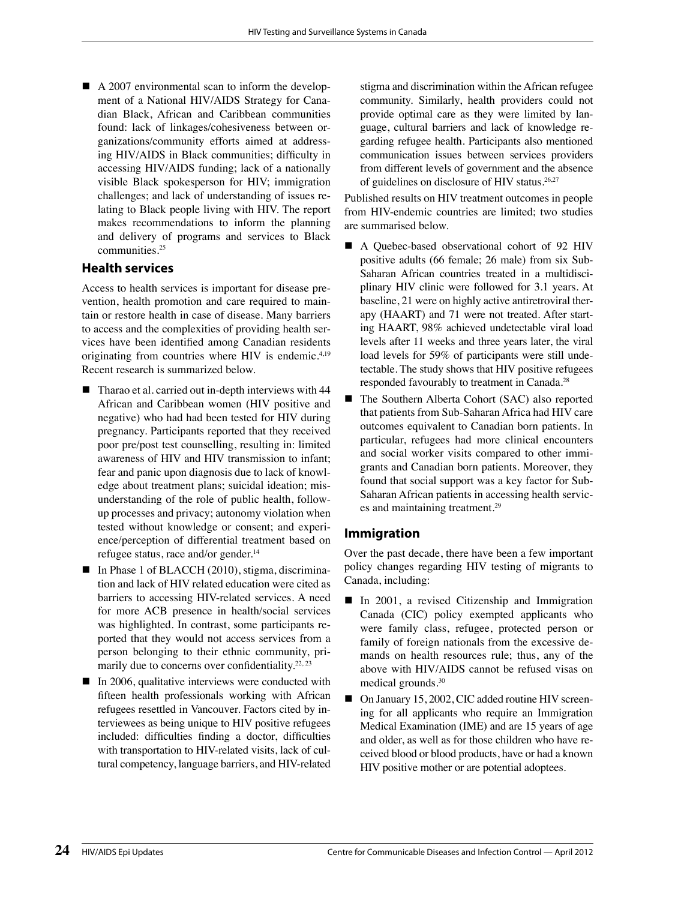- A 2007 environmental scan to inform the development of a National HIV/AIDS Strategy for Canadian Black, African and Caribbean communities found: lack of linkages/cohesiveness between organizations/community efforts aimed at addressing HIV/AIDS in Black communities; difficulty in accessing HIV/AIDS funding; lack of a nationally visible Black spokesperson for HIV; immigration challenges; and lack of understanding of issues relating to Black people living with HIV. The report makes recommendations to inform the planning and delivery of programs and services to Black communities.[25]

## Health services

Access to health services is important for disease prevention, health promotion and care required to maintain or restore health in case of disease. Many barriers to access and the complexities of providing health services have been identified among Canadian residents originating from countries where HIV is endemic.[4,19] Recent research is summarized below.

- Tharao et al. carried out in-depth interviews with 44 African and Caribbean women (HIV positive and negative) who had had been tested for HIV during pregnancy. Participants reported that they received poor pre/post test counselling, resulting in: limited awareness of HIV and HIV transmission to infant; fear and panic upon diagnosis due to lack of knowledge about treatment plans; suicidal ideation; misunderstanding of the role of public health, follow-up processes and privacy; autonomy violation when tested without knowledge or consent; and experience/perception of differential treatment based on refugee status, race and/or gender.[14]
- In Phase 1 of BLACCH (2010), stigma, discrimination and lack of HIV related education were cited as barriers to accessing HIV-related services. A need for more ACB presence in health/social services was highlighted. In contrast, some participants reported that they would not access services from a person belonging to their ethnic community, primarily due to concerns over confidentiality.[22, 23]
- In 2006, qualitative interviews were conducted with fifteen health professionals working with African refugees resettled in Vancouver. Factors cited by interviewees as being unique to HIV positive refugees included: difficulties finding a doctor, difficulties with transportation to HIV-related visits, lack of cultural competency, language barriers, and HIV-related stigma and discrimination within the African refugee community. Similarly, health providers could not provide optimal care as they were limited by language, cultural barriers and lack of knowledge regarding refugee health. Participants also mentioned communication issues between services providers from different levels of government and the absence of guidelines on disclosure of HIV status.[26,27]

Published results on HIV treatment outcomes in people from HIV-endemic countries are limited; two studies are summarised below.

- A Quebec-based observational cohort of 92 HIV positive adults (66 female; 26 male) from six Sub-Saharan African countries treated in a multidisciplinary HIV clinic were followed for 3.1 years. At baseline, 21 were on highly active antiretroviral therapy (HAART) and 71 were not treated. After starting HAART, 98% achieved undetectable viral load levels after 11 weeks and three years later, the viral load levels for 59% of participants were still undetectable. The study shows that HIV positive refugees responded favourably to treatment in Canada.[28]
- The Southern Alberta Cohort (SAC) also reported that patients from Sub-Saharan Africa had HIV care outcomes equivalent to Canadian born patients. In particular, refugees had more clinical encounters and social worker visits compared to other immigrants and Canadian born patients. Moreover, they found that social support was a key factor for Sub-Saharan African patients in accessing health services and maintaining treatment.[29]

## Immigration

Over the past decade, there have been a few important policy changes regarding HIV testing of migrants to Canada, including:

- In 2001, a revised Citizenship and Immigration Canada (CIC) policy exempted applicants who were family class, refugee, protected person or family of foreign nationals from the excessive demands on health resources rule; thus, any of the above with HIV/AIDS cannot be refused visas on medical grounds.[30]
- On January 15, 2002, CIC added routine HIV screening for all applicants who require an Immigration Medical Examination (IME) and are 15 years of age and older, as well as for those children who have received blood or blood products, have or had a known HIV positive mother or are potential adoptees.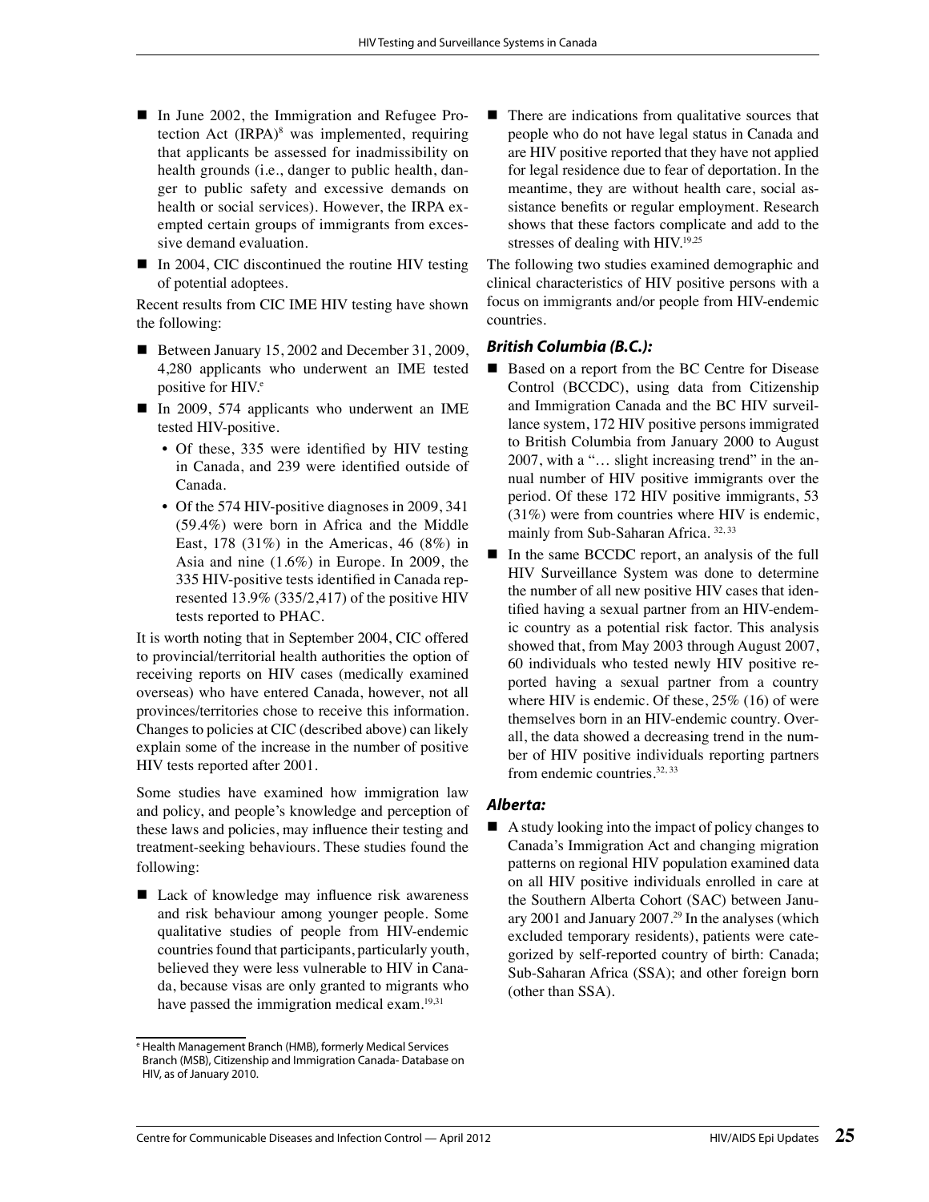- In June 2002, the Immigration and Refugee Protection Act (IRPA)[8] was implemented, requiring that applicants be assessed for inadmissibility on health grounds (i.e., danger to public health, danger to public safety and excessive demands on health or social services). However, the IRPA exempted certain groups of immigrants from excessive demand evaluation.
- In 2004, CIC discontinued the routine HIV testing of potential adoptees.

Recent results from CIC IME HIV testing have shown the following:

- Between January 15, 2002 and December 31, 2009, 4,280 applicants who underwent an IME tested positive for HIV.[e]
- In 2009, 574 applicants who underwent an IME tested HIV-positive.
  - Of these, 335 were identified by HIV testing in Canada, and 239 were identified outside of Canada.
  - Of the 574 HIV-positive diagnoses in 2009, 341 (59.4%) were born in Africa and the Middle East, 178 (31%) in the Americas, 46 (8%) in Asia and nine (1.6%) in Europe. In 2009, the 335 HIV-positive tests identified in Canada represented 13.9% (335/2,417) of the positive HIV tests reported to PHAC.

It is worth noting that in September 2004, CIC offered to provincial/territorial health authorities the option of receiving reports on HIV cases (medically examined overseas) who have entered Canada, however, not all provinces/territories chose to receive this information. Changes to policies at CIC (described above) can likely explain some of the increase in the number of positive HIV tests reported after 2001.

Some studies have examined how immigration law and policy, and people's knowledge and perception of these laws and policies, may influence their testing and treatment-seeking behaviours. These studies found the following:

- Lack of knowledge may influence risk awareness and risk behaviour among younger people. Some qualitative studies of people from HIV-endemic countries found that participants, particularly youth, believed they were less vulnerable to HIV in Canada, because visas are only granted to migrants who have passed the immigration medical exam.[19,31]
- There are indications from qualitative sources that people who do not have legal status in Canada and are HIV positive reported that they have not applied for legal residence due to fear of deportation. In the meantime, they are without health care, social assistance benefits or regular employment. Research shows that these factors complicate and add to the stresses of dealing with HIV.[19,25]

The following two studies examined demographic and clinical characteristics of HIV positive persons with a focus on immigrants and/or people from HIV-endemic countries.

### *British Columbia (B.C.):*

- Based on a report from the BC Centre for Disease Control (BCCDC), using data from Citizenship and Immigration Canada and the BC HIV surveillance system, 172 HIV positive persons immigrated to British Columbia from January 2000 to August 2007, with a "… slight increasing trend" in the annual number of HIV positive immigrants over the period. Of these 172 HIV positive immigrants, 53 (31%) were from countries where HIV is endemic, mainly from Sub-Saharan Africa. [32, 33]
- In the same BCCDC report, an analysis of the full HIV Surveillance System was done to determine the number of all new positive HIV cases that identified having a sexual partner from an HIV-endemic country as a potential risk factor. This analysis showed that, from May 2003 through August 2007, 60 individuals who tested newly HIV positive reported having a sexual partner from a country where HIV is endemic. Of these, 25% (16) of were themselves born in an HIV-endemic country. Overall, the data showed a decreasing trend in the number of HIV positive individuals reporting partners from endemic countries.[32, 33]

### *Alberta:*

- A study looking into the impact of policy changes to Canada's Immigration Act and changing migration patterns on regional HIV population examined data on all HIV positive individuals enrolled in care at the Southern Alberta Cohort (SAC) between January 2001 and January 2007.[29] In the analyses (which excluded temporary residents), patients were categorized by self-reported country of birth: Canada; Sub-Saharan Africa (SSA); and other foreign born (other than SSA).

---

[e] Health Management Branch (HMB), formerly Medical Services Branch (MSB), Citizenship and Immigration Canada- Database on HIV, as of January 2010.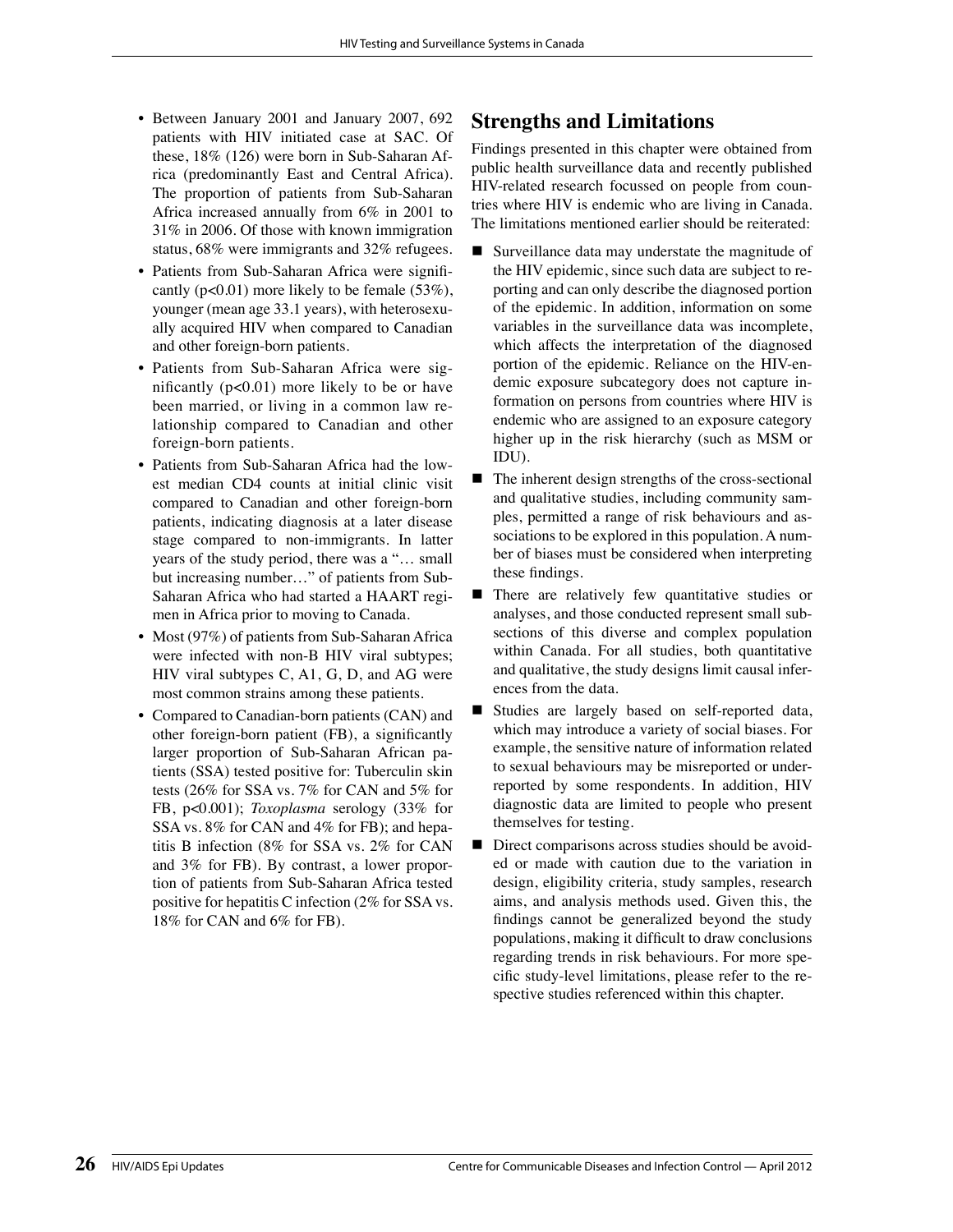- Between January 2001 and January 2007, 692 patients with HIV initiated case at SAC. Of these, 18% (126) were born in Sub-Saharan Africa (predominantly East and Central Africa). The proportion of patients from Sub-Saharan Africa increased annually from 6% in 2001 to 31% in 2006. Of those with known immigration status, 68% were immigrants and 32% refugees.
- Patients from Sub-Saharan Africa were significantly ($p<0.01$) more likely to be female (53%), younger (mean age 33.1 years), with heterosexually acquired HIV when compared to Canadian and other foreign-born patients.
- Patients from Sub-Saharan Africa were significantly ($p<0.01$) more likely to be or have been married, or living in a common law relationship compared to Canadian and other foreign-born patients.
- Patients from Sub-Saharan Africa had the lowest median CD4 counts at initial clinic visit compared to Canadian and other foreign-born patients, indicating diagnosis at a later disease stage compared to non-immigrants. In latter years of the study period, there was a "… small but increasing number…" of patients from Sub-Saharan Africa who had started a HAART regimen in Africa prior to moving to Canada.
- Most (97%) of patients from Sub-Saharan Africa were infected with non-B HIV viral subtypes; HIV viral subtypes C, A1, G, D, and AG were most common strains among these patients.
- Compared to Canadian-born patients (CAN) and other foreign-born patient (FB), a significantly larger proportion of Sub-Saharan African patients (SSA) tested positive for: Tuberculin skin tests (26% for SSA vs. 7% for CAN and 5% for FB, $p<0.001$); *Toxoplasma* serology (33% for SSA vs. 8% for CAN and 4% for FB); and hepatitis B infection (8% for SSA vs. 2% for CAN and 3% for FB). By contrast, a lower proportion of patients from Sub-Saharan Africa tested positive for hepatitis C infection (2% for SSA vs. 18% for CAN and 6% for FB).

## Strengths and Limitations

Findings presented in this chapter were obtained from public health surveillance data and recently published HIV-related research focussed on people from countries where HIV is endemic who are living in Canada. The limitations mentioned earlier should be reiterated:

- Surveillance data may understate the magnitude of the HIV epidemic, since such data are subject to reporting and can only describe the diagnosed portion of the epidemic. In addition, information on some variables in the surveillance data was incomplete, which affects the interpretation of the diagnosed portion of the epidemic. Reliance on the HIV-endemic exposure subcategory does not capture information on persons from countries where HIV is endemic who are assigned to an exposure category higher up in the risk hierarchy (such as MSM or IDU).
- The inherent design strengths of the cross-sectional and qualitative studies, including community samples, permitted a range of risk behaviours and associations to be explored in this population. A number of biases must be considered when interpreting these findings.
- There are relatively few quantitative studies or analyses, and those conducted represent small subsections of this diverse and complex population within Canada. For all studies, both quantitative and qualitative, the study designs limit causal inferences from the data.
- Studies are largely based on self-reported data, which may introduce a variety of social biases. For example, the sensitive nature of information related to sexual behaviours may be misreported or underreported by some respondents. In addition, HIV diagnostic data are limited to people who present themselves for testing.
- Direct comparisons across studies should be avoided or made with caution due to the variation in design, eligibility criteria, study samples, research aims, and analysis methods used. Given this, the findings cannot be generalized beyond the study populations, making it difficult to draw conclusions regarding trends in risk behaviours. For more specific study-level limitations, please refer to the respective studies referenced within this chapter.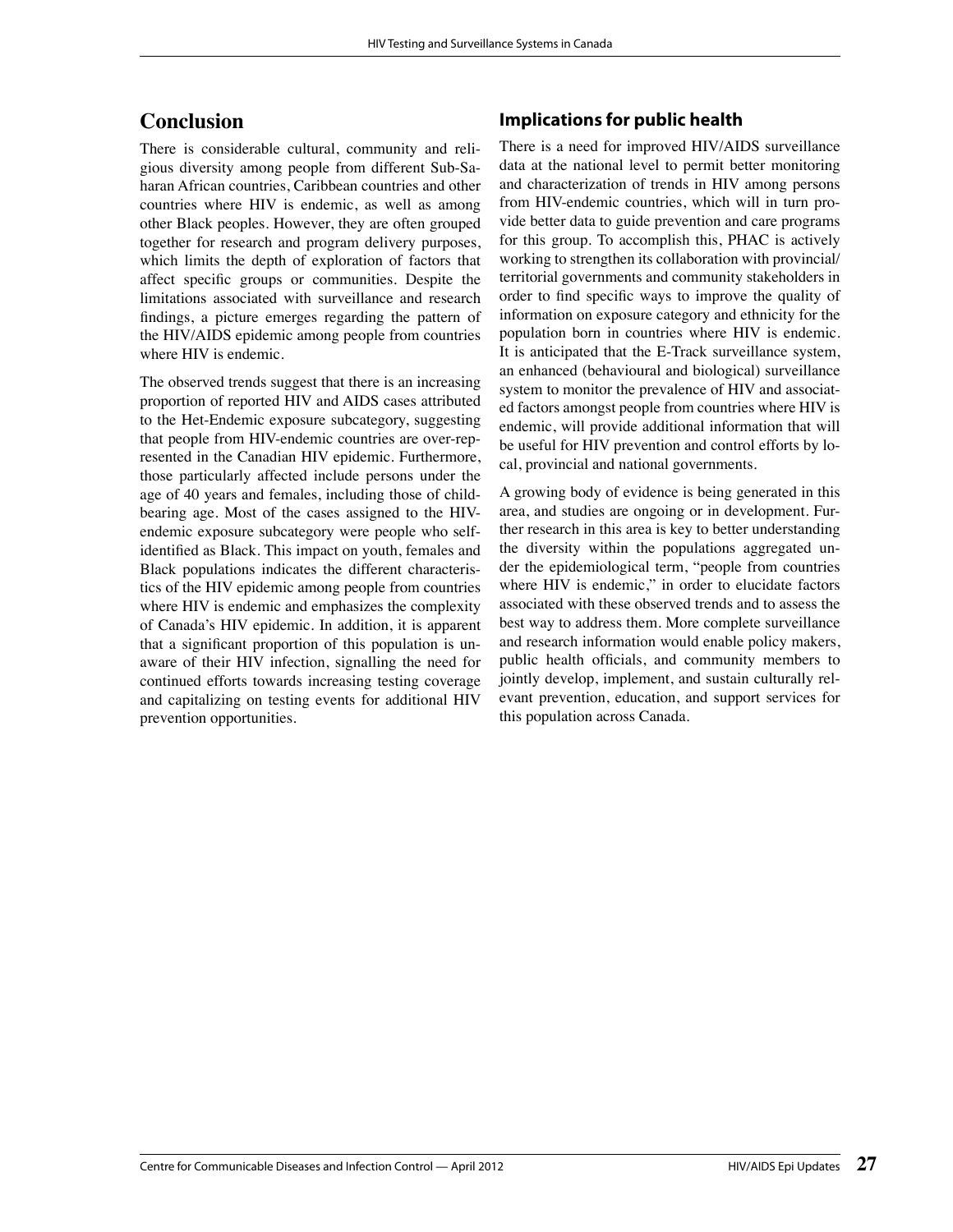## Conclusion

There is considerable cultural, community and religious diversity among people from different Sub-Saharan African countries, Caribbean countries and other countries where HIV is endemic, as well as among other Black peoples. However, they are often grouped together for research and program delivery purposes, which limits the depth of exploration of factors that affect specific groups or communities. Despite the limitations associated with surveillance and research findings, a picture emerges regarding the pattern of the HIV/AIDS epidemic among people from countries where HIV is endemic.

The observed trends suggest that there is an increasing proportion of reported HIV and AIDS cases attributed to the Het-Endemic exposure subcategory, suggesting that people from HIV-endemic countries are over-represented in the Canadian HIV epidemic. Furthermore, those particularly affected include persons under the age of 40 years and females, including those of child-bearing age. Most of the cases assigned to the HIV-endemic exposure subcategory were people who self-identified as Black. This impact on youth, females and Black populations indicates the different characteristics of the HIV epidemic among people from countries where HIV is endemic and emphasizes the complexity of Canada's HIV epidemic. In addition, it is apparent that a significant proportion of this population is unaware of their HIV infection, signalling the need for continued efforts towards increasing testing coverage and capitalizing on testing events for additional HIV prevention opportunities.

### Implications for public health

There is a need for improved HIV/AIDS surveillance data at the national level to permit better monitoring and characterization of trends in HIV among persons from HIV-endemic countries, which will in turn provide better data to guide prevention and care programs for this group. To accomplish this, PHAC is actively working to strengthen its collaboration with provincial/territorial governments and community stakeholders in order to find specific ways to improve the quality of information on exposure category and ethnicity for the population born in countries where HIV is endemic. It is anticipated that the E-Track surveillance system, an enhanced (behavioural and biological) surveillance system to monitor the prevalence of HIV and associated factors amongst people from countries where HIV is endemic, will provide additional information that will be useful for HIV prevention and control efforts by local, provincial and national governments.

A growing body of evidence is being generated in this area, and studies are ongoing or in development. Further research in this area is key to better understanding the diversity within the populations aggregated under the epidemiological term, "people from countries where HIV is endemic," in order to elucidate factors associated with these observed trends and to assess the best way to address them. More complete surveillance and research information would enable policy makers, public health officials, and community members to jointly develop, implement, and sustain culturally relevant prevention, education, and support services for this population across Canada.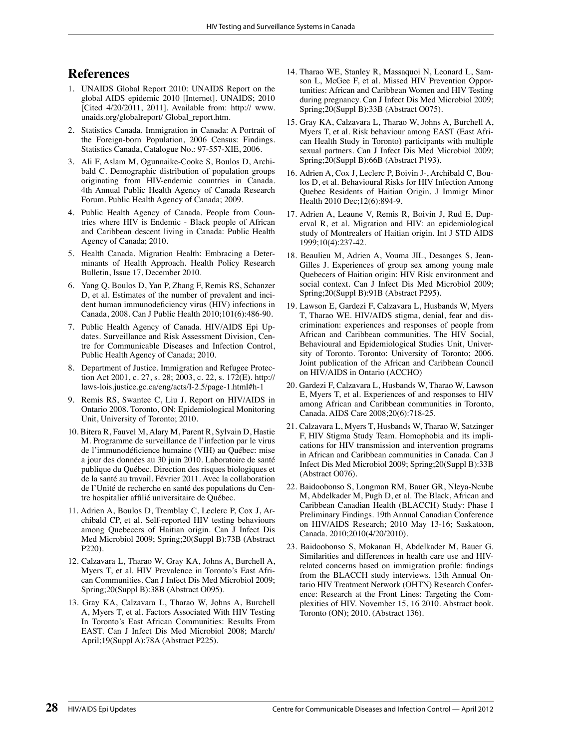## References

1. UNAIDS Global Report 2010: UNAIDS Report on the global AIDS epidemic 2010 [Internet]. UNAIDS; 2010 [Cited 4/20/2011, 2011]. Available from: http:// www.unaids.org/globalreport/ Global_report.htm.
2. Statistics Canada. Immigration in Canada: A Portrait of the Foreign-born Population, 2006 Census: Findings. Statistics Canada, Catalogue No.: 97-557-XIE, 2006.
3. Ali F, Aslam M, Ogunnaike-Cooke S, Boulos D, Archibald C. Demographic distribution of population groups originating from HIV-endemic countries in Canada. 4th Annual Public Health Agency of Canada Research Forum. Public Health Agency of Canada; 2009.
4. Public Health Agency of Canada. People from Countries where HIV is Endemic - Black people of African and Caribbean descent living in Canada: Public Health Agency of Canada; 2010.
5. Health Canada. Migration Health: Embracing a Determinants of Health Approach. Health Policy Research Bulletin, Issue 17, December 2010.
6. Yang Q, Boulos D, Yan P, Zhang F, Remis RS, Schanzer D, et al. Estimates of the number of prevalent and incident human immunodeficiency virus (HIV) infections in Canada, 2008. Can J Public Health 2010;101(6):486-90.
7. Public Health Agency of Canada. HIV/AIDS Epi Updates. Surveillance and Risk Assessment Division, Centre for Communicable Diseases and Infection Control, Public Health Agency of Canada; 2010.
8. Department of Justice. Immigration and Refugee Protection Act 2001, c. 27, s. 28; 2003, c. 22, s. 172(E). http://laws-lois.justice.gc.ca/eng/acts/I-2.5/page-1.html#h-1
9. Remis RS, Swantee C, Liu J. Report on HIV/AIDS in Ontario 2008. Toronto, ON: Epidemiological Monitoring Unit, University of Toronto; 2010.
10. Bitera R, Fauvel M, Alary M, Parent R, Sylvain D, Hastie M. Programme de surveillance de l'infection par le virus de l'immunodéficience humaine (VIH) au Québec: mise a jour des données au 30 juin 2010. Laboratoire de santé publique du Québec. Direction des risques biologiques et de la santé au travail. Février 2011. Avec la collaboration de l'Unité de recherche en santé des populations du Centre hospitalier affilié universitaire de Québec.
11. Adrien A, Boulos D, Tremblay C, Leclerc P, Cox J, Archibald CP, et al. Self-reported HIV testing behaviours among Quebecers of Haitian origin. Can J Infect Dis Med Microbiol 2009; Spring;20(Suppl B):73B (Abstract P220).
12. Calzavara L, Tharao W, Gray KA, Johns A, Burchell A, Myers T, et al. HIV Prevalence in Toronto's East African Communities. Can J Infect Dis Med Microbiol 2009; Spring;20(Suppl B):38B (Abstract O095).
13. Gray KA, Calzavara L, Tharao W, Johns A, Burchell A, Myers T, et al. Factors Associated With HIV Testing In Toronto's East African Communities: Results From EAST. Can J Infect Dis Med Microbiol 2008; March/April;19(Suppl A):78A (Abstract P225).
14. Tharao WE, Stanley R, Massaquoi N, Leonard L, Samson L, McGee F, et al. Missed HIV Prevention Opportunities: African and Caribbean Women and HIV Testing during pregnancy. Can J Infect Dis Med Microbiol 2009; Spring;20(Suppl B):33B (Abstract O075).
15. Gray KA, Calzavara L, Tharao W, Johns A, Burchell A, Myers T, et al. Risk behaviour among EAST (East African Health Study in Toronto) participants with multiple sexual partners. Can J Infect Dis Med Microbiol 2009; Spring;20(Suppl B):66B (Abstract P193).
16. Adrien A, Cox J, Leclerc P, Boivin J-, Archibald C, Boulos D, et al. Behavioural Risks for HIV Infection Among Quebec Residents of Haitian Origin. J Immigr Minor Health 2010 Dec;12(6):894-9.
17. Adrien A, Leaune V, Remis R, Boivin J, Rud E, Duperval R, et al. Migration and HIV: an epidemiological study of Montrealers of Haitian origin. Int J STD AIDS 1999;10(4):237-42.
18. Beaulieu M, Adrien A, Vouma JIL, Desanges S, Jean-Gilles J. Experiences of group sex among young male Quebecers of Haitian origin: HIV Risk environment and social context. Can J Infect Dis Med Microbiol 2009; Spring;20(Suppl B):91B (Abstract P295).
19. Lawson E, Gardezi F, Calzavara L, Husbands W, Myers T, Tharao WE. HIV/AIDS stigma, denial, fear and discrimination: experiences and responses of people from African and Caribbean communities. The HIV Social, Behavioural and Epidemiological Studies Unit, University of Toronto. Toronto: University of Toronto; 2006. Joint publication of the African and Caribbean Council on HIV/AIDS in Ontario (ACCHO)
20. Gardezi F, Calzavara L, Husbands W, Tharao W, Lawson E, Myers T, et al. Experiences of and responses to HIV among African and Caribbean communities in Toronto, Canada. AIDS Care 2008;20(6):718-25.
21. Calzavara L, Myers T, Husbands W, Tharao W, Satzinger F, HIV Stigma Study Team. Homophobia and its implications for HIV transmission and intervention programs in African and Caribbean communities in Canada. Can J Infect Dis Med Microbiol 2009; Spring;20(Suppl B):33B (Abstract O076).
22. Baidoobonso S, Longman RM, Bauer GR, Nleya-Ncube M, Abdelkader M, Pugh D, et al. The Black, African and Caribbean Canadian Health (BLACCH) Study: Phase I Preliminary Findings. 19th Annual Canadian Conference on HIV/AIDS Research; 2010 May 13-16; Saskatoon, Canada. 2010;2010(4/20/2010).
23. Baidoobonso S, Mokanan H, Abdelkader M, Bauer G. Similarities and differences in health care use and HIV-related concerns based on immigration profile: findings from the BLACCH study interviews. 13th Annual Ontario HIV Treatment Network (OHTN) Research Conference: Research at the Front Lines: Targeting the Complexities of HIV. November 15, 16 2010. Abstract book. Toronto (ON); 2010. (Abstract 136).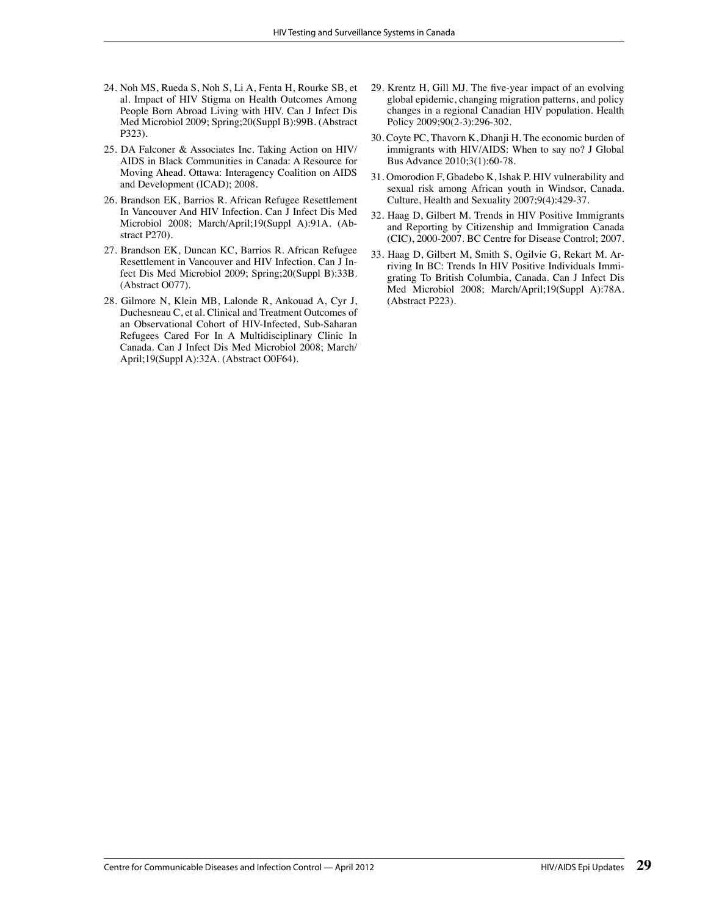24. Noh MS, Rueda S, Noh S, Li A, Fenta H, Rourke SB, et al. Impact of HIV Stigma on Health Outcomes Among People Born Abroad Living with HIV. Can J Infect Dis Med Microbiol 2009; Spring;20(Suppl B):99B. (Abstract P323).
25. DA Falconer & Associates Inc. Taking Action on HIV/AIDS in Black Communities in Canada: A Resource for Moving Ahead. Ottawa: Interagency Coalition on AIDS and Development (ICAD); 2008.
26. Brandson EK, Barrios R. African Refugee Resettlement In Vancouver And HIV Infection. Can J Infect Dis Med Microbiol 2008; March/April;19(Suppl A):91A. (Abstract P270).
27. Brandson EK, Duncan KC, Barrios R. African Refugee Resettlement in Vancouver and HIV Infection. Can J Infect Dis Med Microbiol 2009; Spring;20(Suppl B):33B. (Abstract O077).
28. Gilmore N, Klein MB, Lalonde R, Ankouad A, Cyr J, Duchesneau C, et al. Clinical and Treatment Outcomes of an Observational Cohort of HIV-Infected, Sub-Saharan Refugees Cared For In A Multidisciplinary Clinic In Canada. Can J Infect Dis Med Microbiol 2008; March/April;19(Suppl A):32A. (Abstract O0F64).
29. Krentz H, Gill MJ. The five-year impact of an evolving global epidemic, changing migration patterns, and policy changes in a regional Canadian HIV population. Health Policy 2009;90(2-3):296-302.
30. Coyte PC, Thavorn K, Dhanji H. The economic burden of immigrants with HIV/AIDS: When to say no? J Global Bus Advance 2010;3(1):60-78.
31. Omorodion F, Gbadebo K, Ishak P. HIV vulnerability and sexual risk among African youth in Windsor, Canada. Culture, Health and Sexuality 2007;9(4):429-37.
32. Haag D, Gilbert M. Trends in HIV Positive Immigrants and Reporting by Citizenship and Immigration Canada (CIC), 2000-2007. BC Centre for Disease Control; 2007.
33. Haag D, Gilbert M, Smith S, Ogilvie G, Rekart M. Arriving In BC: Trends In HIV Positive Individuals Immigrating To British Columbia, Canada. Can J Infect Dis Med Microbiol 2008; March/April;19(Suppl A):78A. (Abstract P223).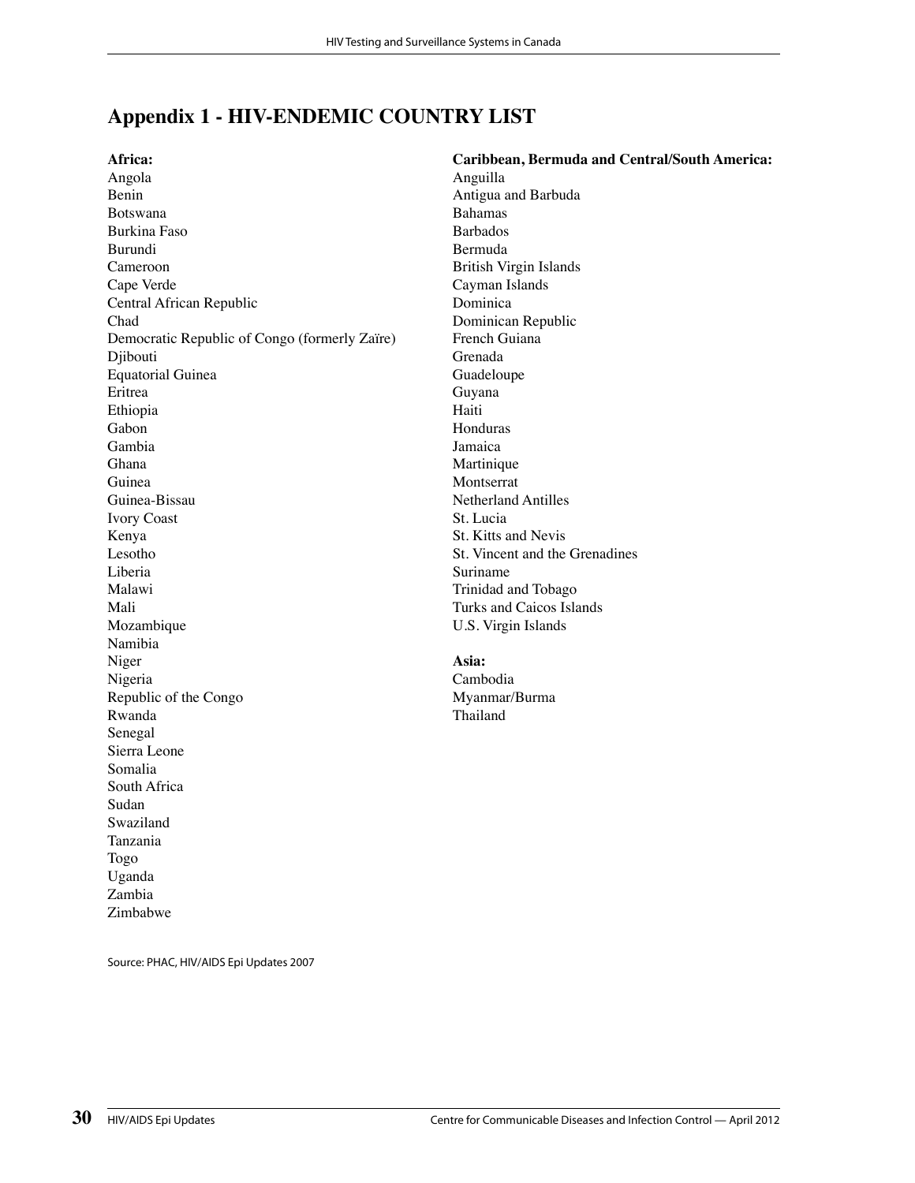# Appendix 1 - HIV-ENDEMIC COUNTRY LIST

**Africa:**

Angola
Benin
Botswana
Burkina Faso
Burundi
Cameroon
Cape Verde
Central African Republic
Chad
Democratic Republic of Congo (formerly Zaïre)
Djibouti
Equatorial Guinea
Eritrea
Ethiopia
Gabon
Gambia
Ghana
Guinea
Guinea-Bissau
Ivory Coast
Kenya
Lesotho
Liberia
Malawi
Mali
Mozambique
Namibia
Niger
Nigeria
Republic of the Congo
Rwanda
Senegal
Sierra Leone
Somalia
South Africa
Sudan
Swaziland
Tanzania
Togo
Uganda
Zambia
Zimbabwe

**Caribbean, Bermuda and Central/South America:**

Anguilla
Antigua and Barbuda
Bahamas
Barbados
Bermuda
British Virgin Islands
Cayman Islands
Dominica
Dominican Republic
French Guiana
Grenada
Guadeloupe
Guyana
Haiti
Honduras
Jamaica
Martinique
Montserrat
Netherland Antilles
St. Lucia
St. Kitts and Nevis
St. Vincent and the Grenadines
Suriname
Trinidad and Tobago
Turks and Caicos Islands
U.S. Virgin Islands

**Asia:**

Cambodia
Myanmar/Burma
Thailand

Source: PHAC, HIV/AIDS Epi Updates 2007